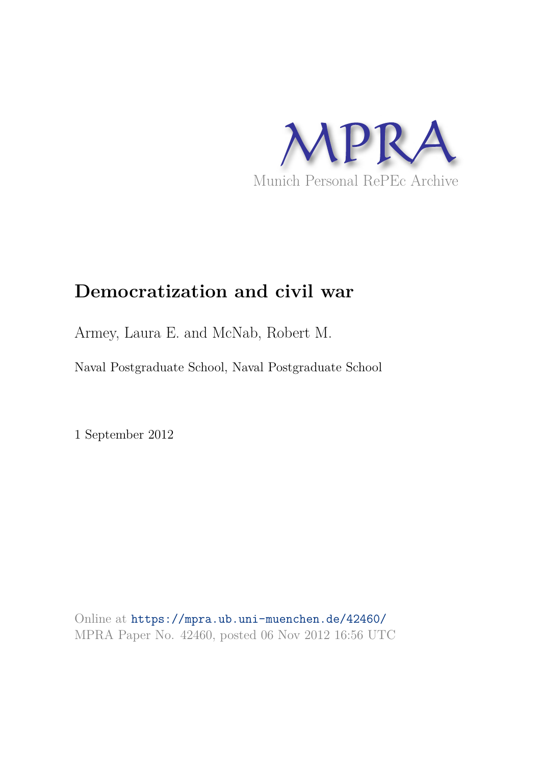MPRA

Munich Personal RePEc Archive

# Democratization and civil war

Armey, Laura E. and McNab, Robert M.

Naval Postgraduate School, Naval Postgraduate School

1 September 2012

Online at https://mpra.ub.uni-muenchen.de/42460/
MPRA Paper No. 42460, posted 06 Nov 2012 16:56 UTC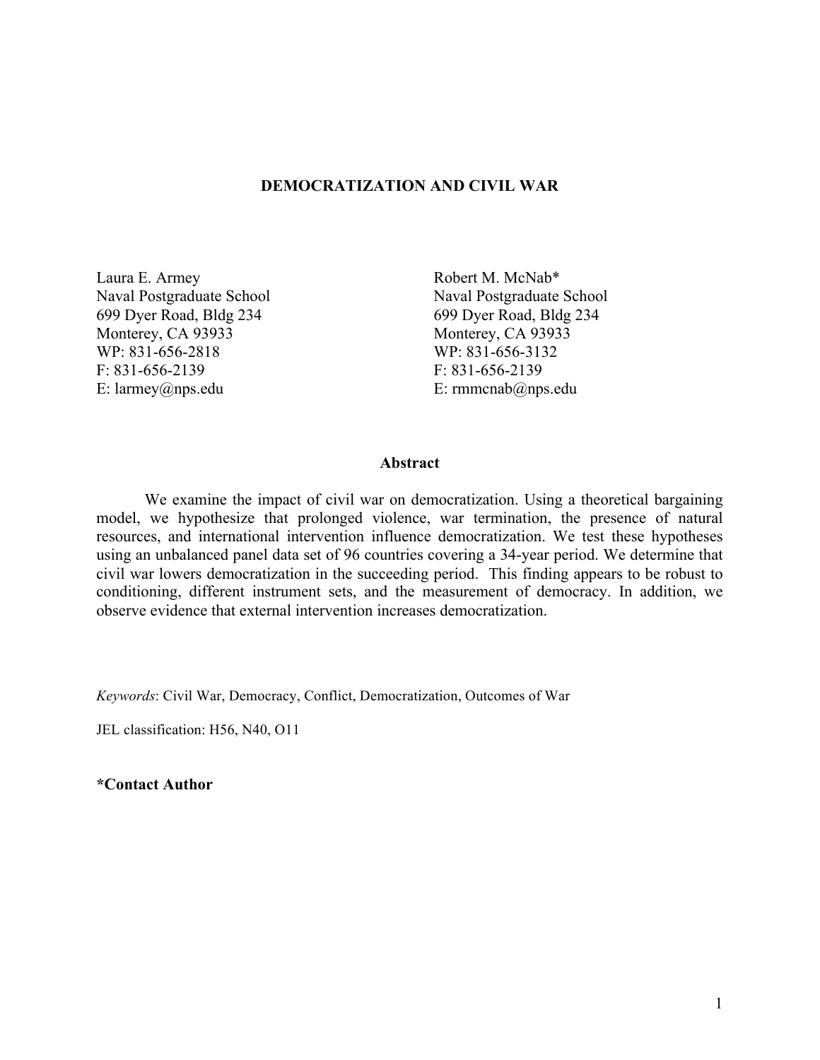**DEMOCRATIZATION AND CIVIL WAR**

Laura E. Armey
Naval Postgraduate School
699 Dyer Road, Bldg 234
Monterey, CA 93933
WP: 831-656-2818
F: 831-656-2139
E: larmey@nps.edu

Robert M. McNab*
Naval Postgraduate School
699 Dyer Road, Bldg 234
Monterey, CA 93933
WP: 831-656-3132
F: 831-656-2139
E: rmmcnab@nps.edu

**Abstract**

We examine the impact of civil war on democratization. Using a theoretical bargaining model, we hypothesize that prolonged violence, war termination, the presence of natural resources, and international intervention influence democratization. We test these hypotheses using an unbalanced panel data set of 96 countries covering a 34-year period. We determine that civil war lowers democratization in the succeeding period. This finding appears to be robust to conditioning, different instrument sets, and the measurement of democracy. In addition, we observe evidence that external intervention increases democratization.

*Keywords*: Civil War, Democracy, Conflict, Democratization, Outcomes of War

JEL classification: H56, N40, O11

**\*Contact Author**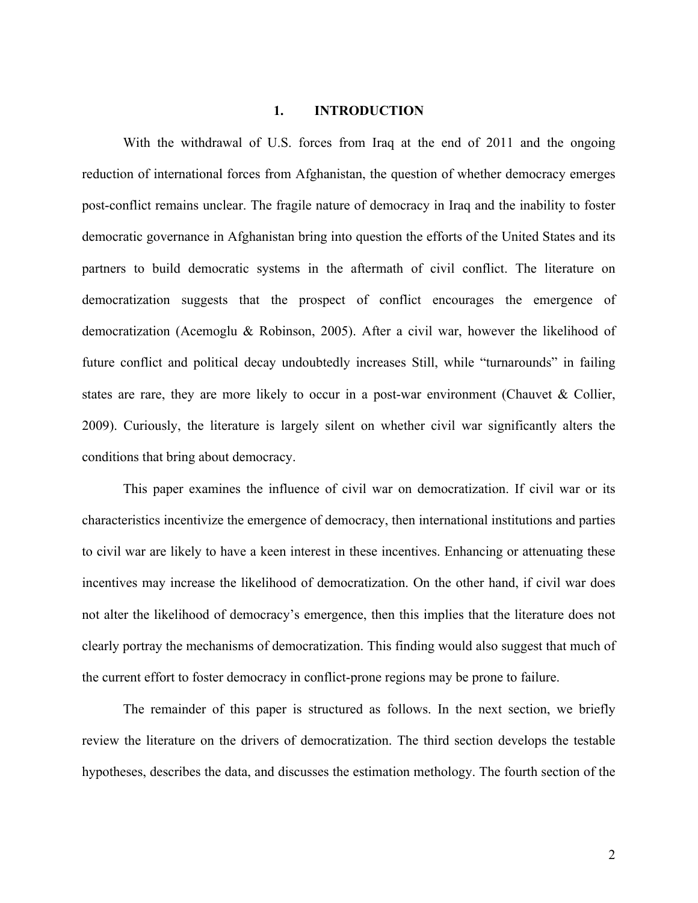# 1. INTRODUCTION

With the withdrawal of U.S. forces from Iraq at the end of 2011 and the ongoing reduction of international forces from Afghanistan, the question of whether democracy emerges post-conflict remains unclear. The fragile nature of democracy in Iraq and the inability to foster democratic governance in Afghanistan bring into question the efforts of the United States and its partners to build democratic systems in the aftermath of civil conflict. The literature on democratization suggests that the prospect of conflict encourages the emergence of democratization (Acemoglu & Robinson, 2005). After a civil war, however the likelihood of future conflict and political decay undoubtedly increases Still, while "turnarounds" in failing states are rare, they are more likely to occur in a post-war environment (Chauvet & Collier, 2009). Curiously, the literature is largely silent on whether civil war significantly alters the conditions that bring about democracy.

This paper examines the influence of civil war on democratization. If civil war or its characteristics incentivize the emergence of democracy, then international institutions and parties to civil war are likely to have a keen interest in these incentives. Enhancing or attenuating these incentives may increase the likelihood of democratization. On the other hand, if civil war does not alter the likelihood of democracy's emergence, then this implies that the literature does not clearly portray the mechanisms of democratization. This finding would also suggest that much of the current effort to foster democracy in conflict-prone regions may be prone to failure.

The remainder of this paper is structured as follows. In the next section, we briefly review the literature on the drivers of democratization. The third section develops the testable hypotheses, describes the data, and discusses the estimation methology. The fourth section of the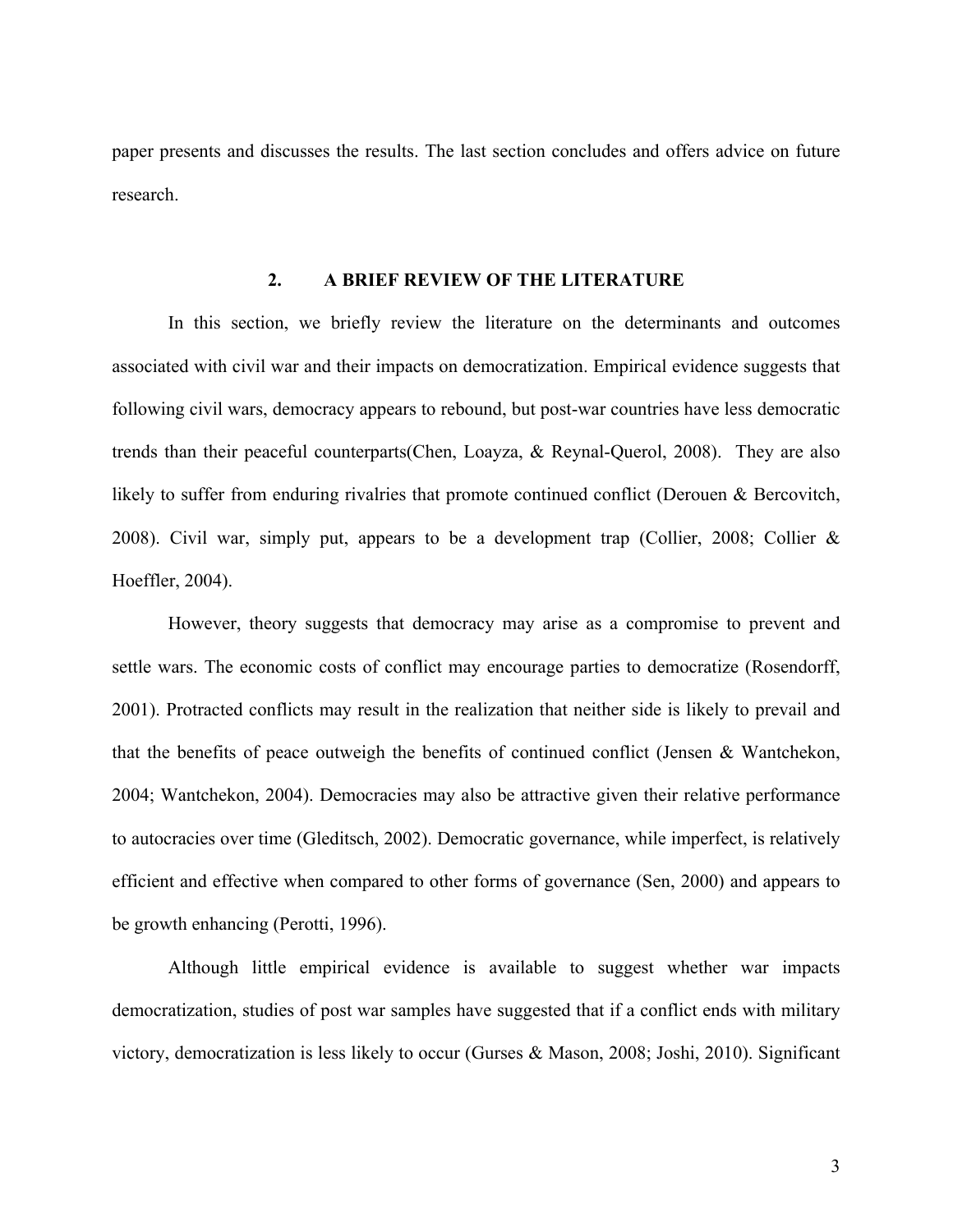paper presents and discusses the results. The last section concludes and offers advice on future research.

## 2. A BRIEF REVIEW OF THE LITERATURE

In this section, we briefly review the literature on the determinants and outcomes associated with civil war and their impacts on democratization. Empirical evidence suggests that following civil wars, democracy appears to rebound, but post-war countries have less democratic trends than their peaceful counterparts(Chen, Loayza, & Reynal-Querol, 2008). They are also likely to suffer from enduring rivalries that promote continued conflict (Derouen & Bercovitch, 2008). Civil war, simply put, appears to be a development trap (Collier, 2008; Collier & Hoeffler, 2004).

However, theory suggests that democracy may arise as a compromise to prevent and settle wars. The economic costs of conflict may encourage parties to democratize (Rosendorff, 2001). Protracted conflicts may result in the realization that neither side is likely to prevail and that the benefits of peace outweigh the benefits of continued conflict (Jensen & Wantchekon, 2004; Wantchekon, 2004). Democracies may also be attractive given their relative performance to autocracies over time (Gleditsch, 2002). Democratic governance, while imperfect, is relatively efficient and effective when compared to other forms of governance (Sen, 2000) and appears to be growth enhancing (Perotti, 1996).

Although little empirical evidence is available to suggest whether war impacts democratization, studies of post war samples have suggested that if a conflict ends with military victory, democratization is less likely to occur (Gurses & Mason, 2008; Joshi, 2010). Significant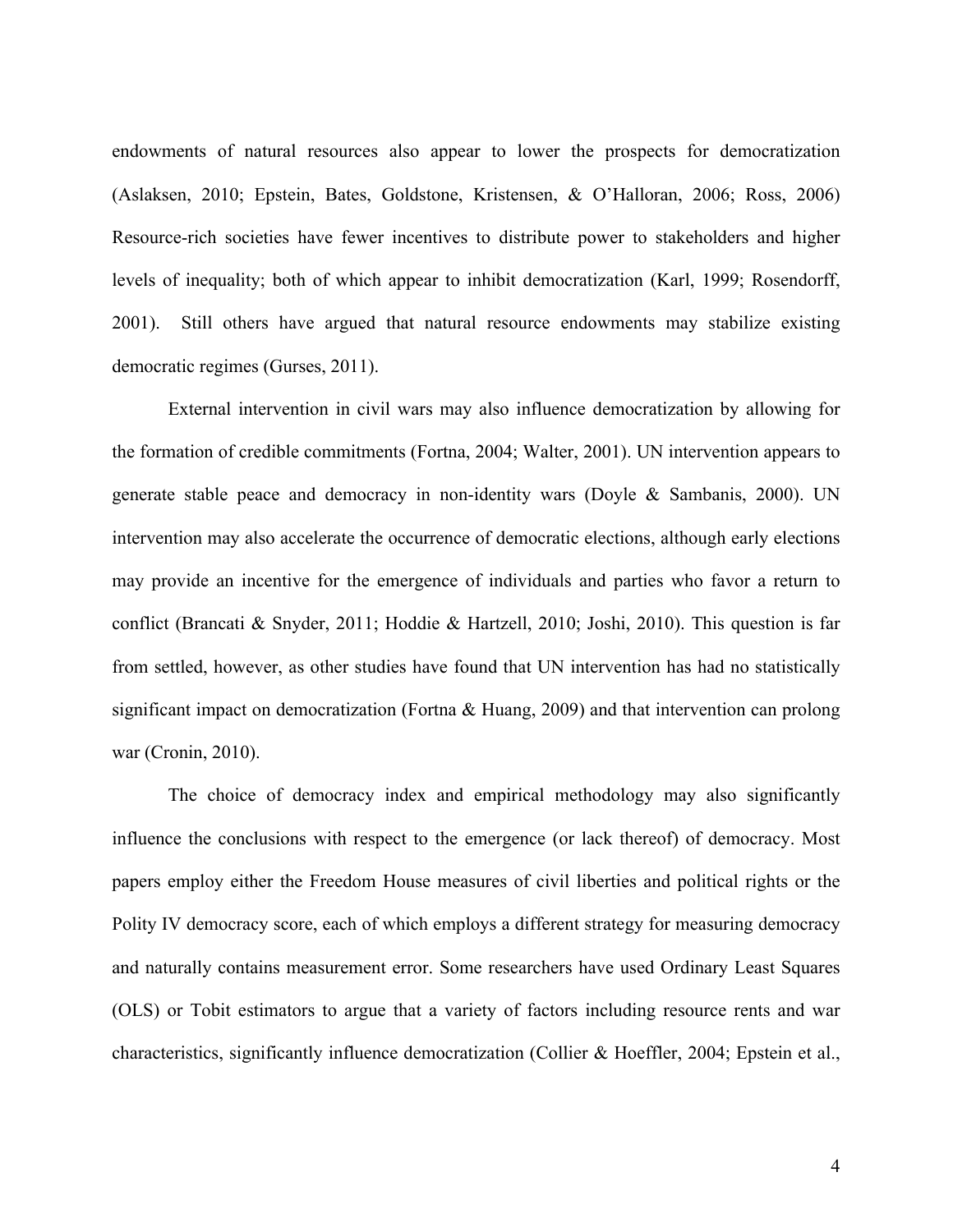endowments of natural resources also appear to lower the prospects for democratization (Aslaksen, 2010; Epstein, Bates, Goldstone, Kristensen, & O'Halloran, 2006; Ross, 2006) Resource-rich societies have fewer incentives to distribute power to stakeholders and higher levels of inequality; both of which appear to inhibit democratization (Karl, 1999; Rosendorff, 2001). Still others have argued that natural resource endowments may stabilize existing democratic regimes (Gurses, 2011).

External intervention in civil wars may also influence democratization by allowing for the formation of credible commitments (Fortna, 2004; Walter, 2001). UN intervention appears to generate stable peace and democracy in non-identity wars (Doyle & Sambanis, 2000). UN intervention may also accelerate the occurrence of democratic elections, although early elections may provide an incentive for the emergence of individuals and parties who favor a return to conflict (Brancati & Snyder, 2011; Hoddie & Hartzell, 2010; Joshi, 2010). This question is far from settled, however, as other studies have found that UN intervention has had no statistically significant impact on democratization (Fortna & Huang, 2009) and that intervention can prolong war (Cronin, 2010).

The choice of democracy index and empirical methodology may also significantly influence the conclusions with respect to the emergence (or lack thereof) of democracy. Most papers employ either the Freedom House measures of civil liberties and political rights or the Polity IV democracy score, each of which employs a different strategy for measuring democracy and naturally contains measurement error. Some researchers have used Ordinary Least Squares (OLS) or Tobit estimators to argue that a variety of factors including resource rents and war characteristics, significantly influence democratization (Collier & Hoeffler, 2004; Epstein et al.,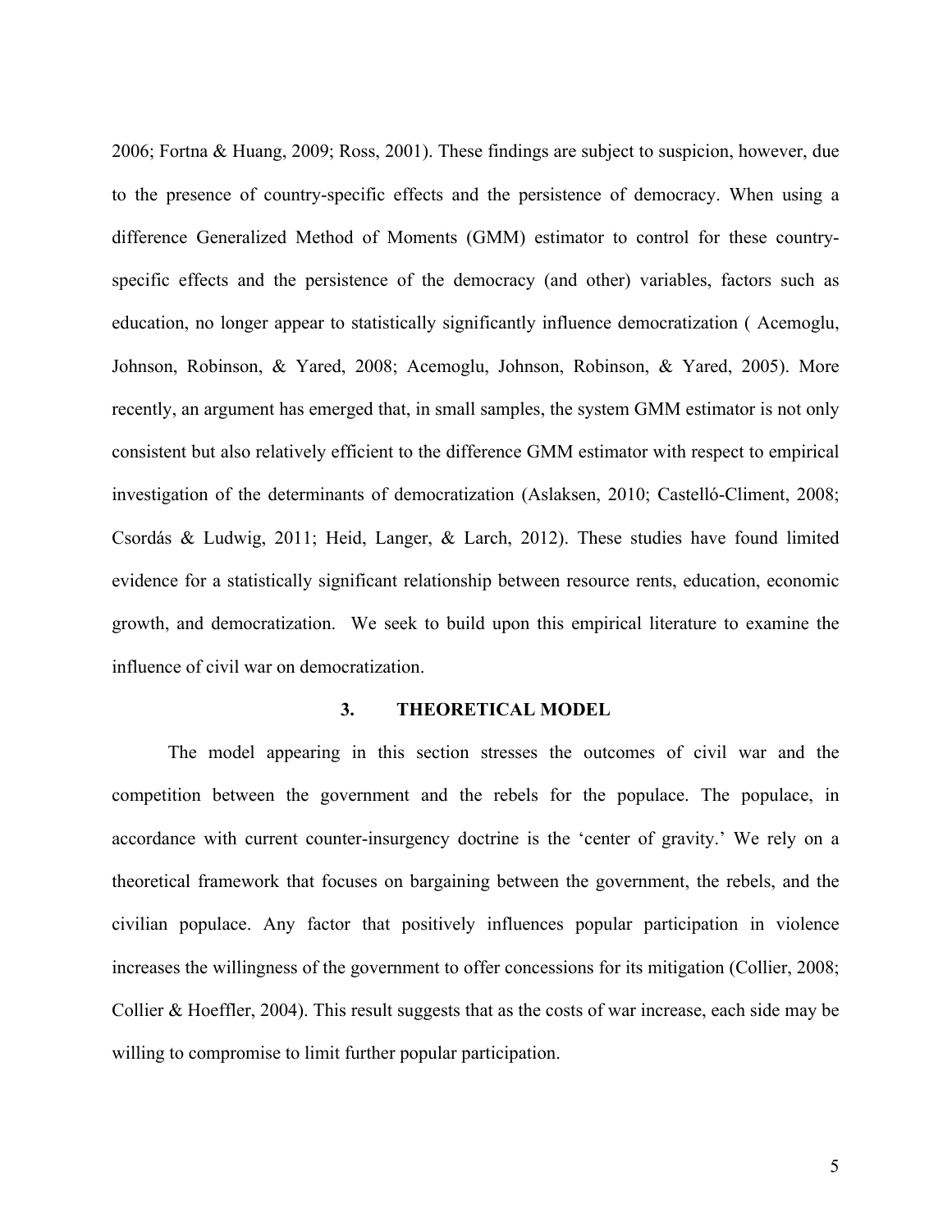2006; Fortna & Huang, 2009; Ross, 2001). These findings are subject to suspicion, however, due to the presence of country-specific effects and the persistence of democracy. When using a difference Generalized Method of Moments (GMM) estimator to control for these country-specific effects and the persistence of the democracy (and other) variables, factors such as education, no longer appear to statistically significantly influence democratization ( Acemoglu, Johnson, Robinson, & Yared, 2008; Acemoglu, Johnson, Robinson, & Yared, 2005). More recently, an argument has emerged that, in small samples, the system GMM estimator is not only consistent but also relatively efficient to the difference GMM estimator with respect to empirical investigation of the determinants of democratization (Aslaksen, 2010; Castelló-Climent, 2008; Csordás & Ludwig, 2011; Heid, Langer, & Larch, 2012). These studies have found limited evidence for a statistically significant relationship between resource rents, education, economic growth, and democratization. We seek to build upon this empirical literature to examine the influence of civil war on democratization.

## 3. THEORETICAL MODEL

The model appearing in this section stresses the outcomes of civil war and the competition between the government and the rebels for the populace. The populace, in accordance with current counter-insurgency doctrine is the 'center of gravity.' We rely on a theoretical framework that focuses on bargaining between the government, the rebels, and the civilian populace. Any factor that positively influences popular participation in violence increases the willingness of the government to offer concessions for its mitigation (Collier, 2008; Collier & Hoeffler, 2004). This result suggests that as the costs of war increase, each side may be willing to compromise to limit further popular participation.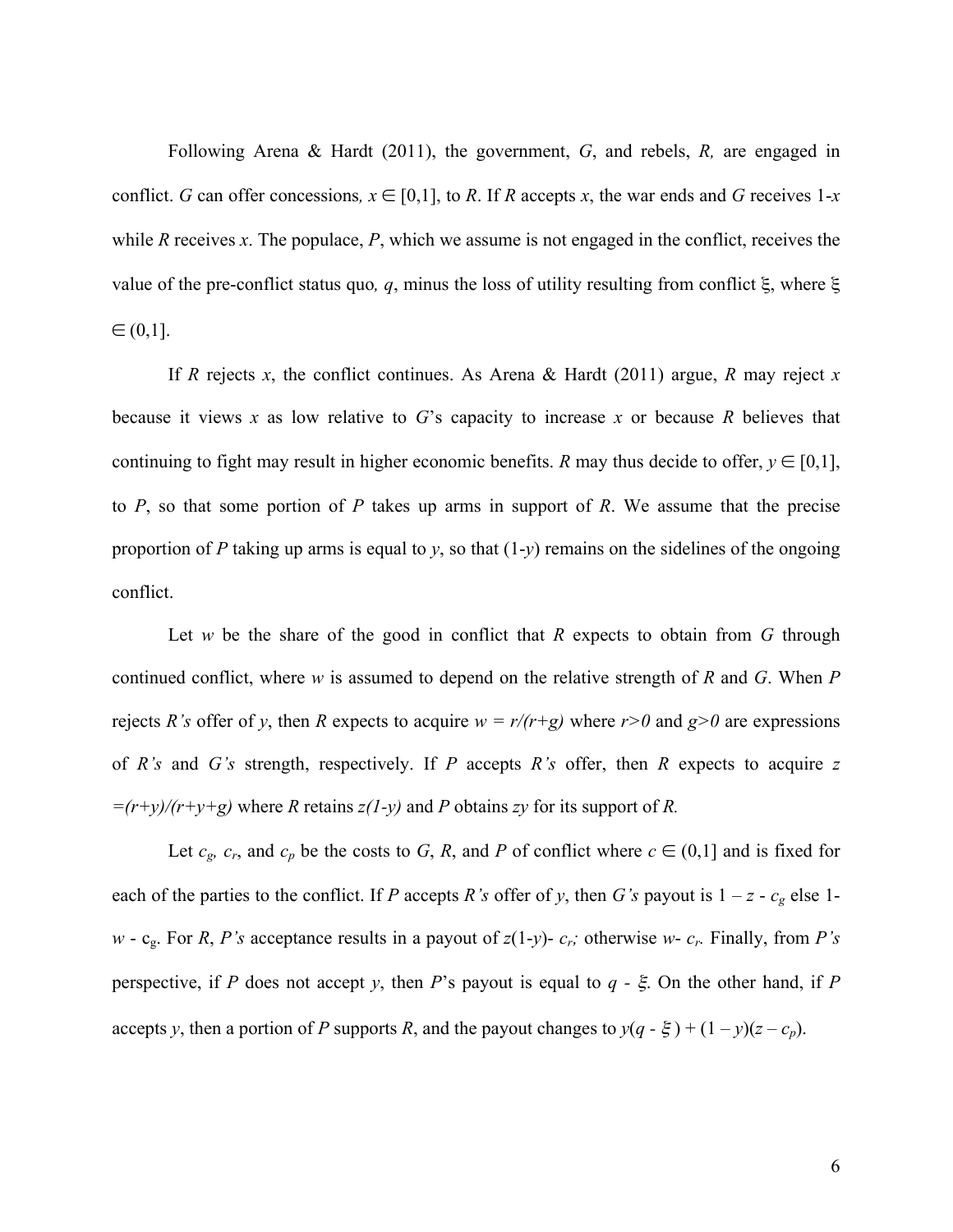Following Arena & Hardt (2011), the government, *G*, and rebels, *R,* are engaged in conflict. *G* can offer concessions*,* $x \in [0,1]$, to *R*. If *R* accepts *x*, the war ends and *G* receives 1-*x* while *R* receives *x*. The populace, *P*, which we assume is not engaged in the conflict, receives the value of the pre-conflict status quo*, q*, minus the loss of utility resulting from conflict $\xi$, where $\xi \in (0,1]$.

If *R* rejects *x*, the conflict continues. As Arena & Hardt (2011) argue, *R* may reject *x* because it views *x* as low relative to *G*'s capacity to increase *x* or because *R* believes that continuing to fight may result in higher economic benefits. *R* may thus decide to offer, $y \in [0,1]$, to *P*, so that some portion of *P* takes up arms in support of *R*. We assume that the precise proportion of *P* taking up arms is equal to *y*, so that (1-*y*) remains on the sidelines of the ongoing conflict.

Let *w* be the share of the good in conflict that *R* expects to obtain from *G* through continued conflict, where *w* is assumed to depend on the relative strength of *R* and *G*. When *P* rejects *R's* offer of *y*, then *R* expects to acquire $w = r/(r+g)$ where $r>0$ and $g>0$ are expressions of *R's* and *G's* strength, respectively. If *P* accepts *R's* offer, then *R* expects to acquire $z = (r+y)/(r+y+g)$ where *R* retains $z(1-y)$ and *P* obtains *zy* for its support of *R.*

Let $c_g$, $c_r$, and $c_p$ be the costs to *G*, *R*, and *P* of conflict where $c \in (0,1]$ and is fixed for each of the parties to the conflict. If *P* accepts *R's* offer of *y*, then *G's* payout is $1 - z - c_g$ else $1 - w - c_g$. For *R*, *P's* acceptance results in a payout of $z(1-y) - c_r$*;* otherwise $w - c_r$. Finally, from *P's* perspective, if *P* does not accept *y*, then *P*'s payout is equal to $q - \xi$. On the other hand, if *P* accepts *y*, then a portion of *P* supports *R*, and the payout changes to $y(q - \xi) + (1 - y)(z - c_p)$.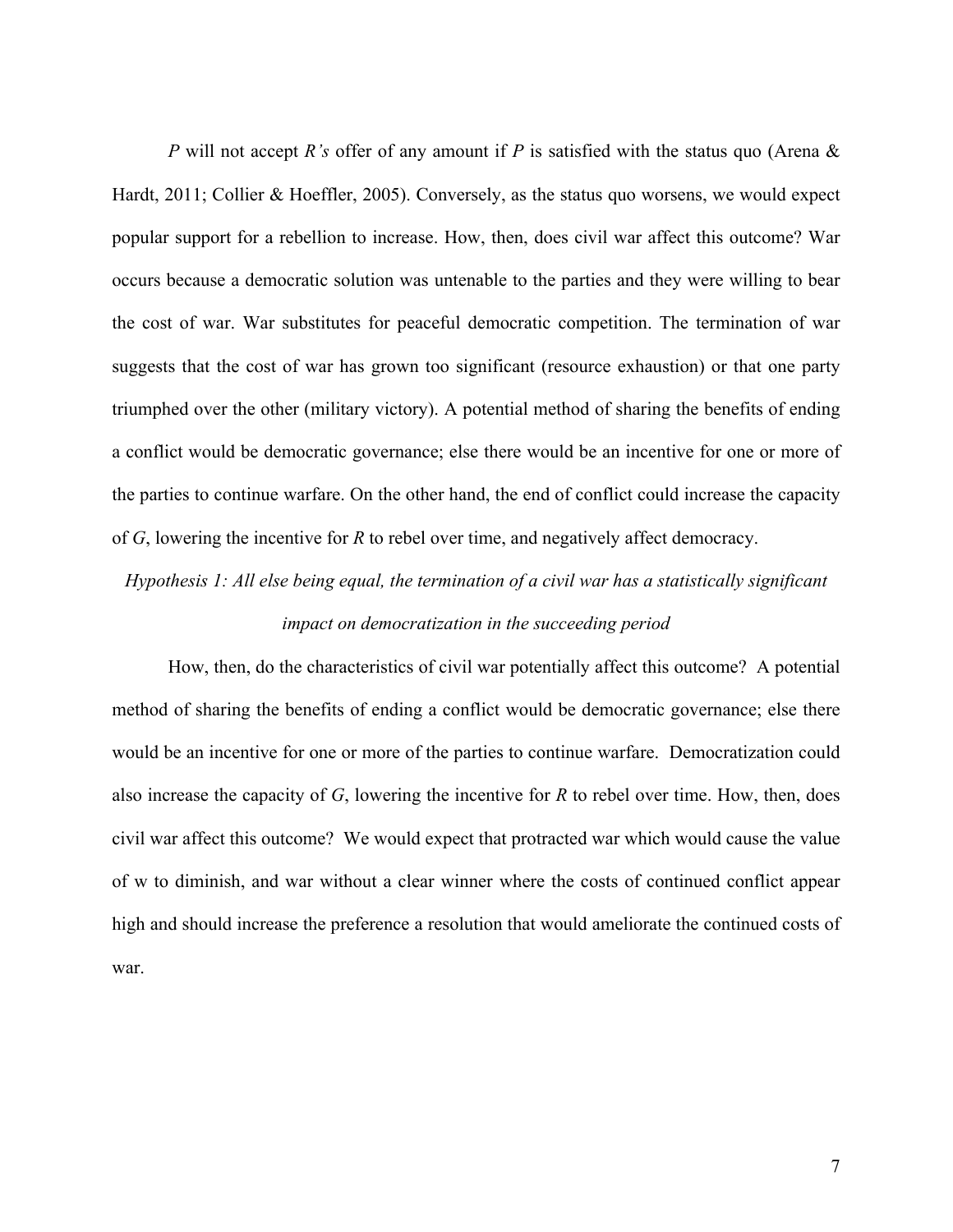*P* will not accept *R's* offer of any amount if *P* is satisfied with the status quo (Arena & Hardt, 2011; Collier & Hoeffler, 2005). Conversely, as the status quo worsens, we would expect popular support for a rebellion to increase. How, then, does civil war affect this outcome? War occurs because a democratic solution was untenable to the parties and they were willing to bear the cost of war. War substitutes for peaceful democratic competition. The termination of war suggests that the cost of war has grown too significant (resource exhaustion) or that one party triumphed over the other (military victory). A potential method of sharing the benefits of ending a conflict would be democratic governance; else there would be an incentive for one or more of the parties to continue warfare. On the other hand, the end of conflict could increase the capacity of *G*, lowering the incentive for *R* to rebel over time, and negatively affect democracy.

*Hypothesis 1: All else being equal, the termination of a civil war has a statistically significant impact on democratization in the succeeding period*

How, then, do the characteristics of civil war potentially affect this outcome? A potential method of sharing the benefits of ending a conflict would be democratic governance; else there would be an incentive for one or more of the parties to continue warfare. Democratization could also increase the capacity of *G*, lowering the incentive for *R* to rebel over time. How, then, does civil war affect this outcome? We would expect that protracted war which would cause the value of w to diminish, and war without a clear winner where the costs of continued conflict appear high and should increase the preference a resolution that would ameliorate the continued costs of war.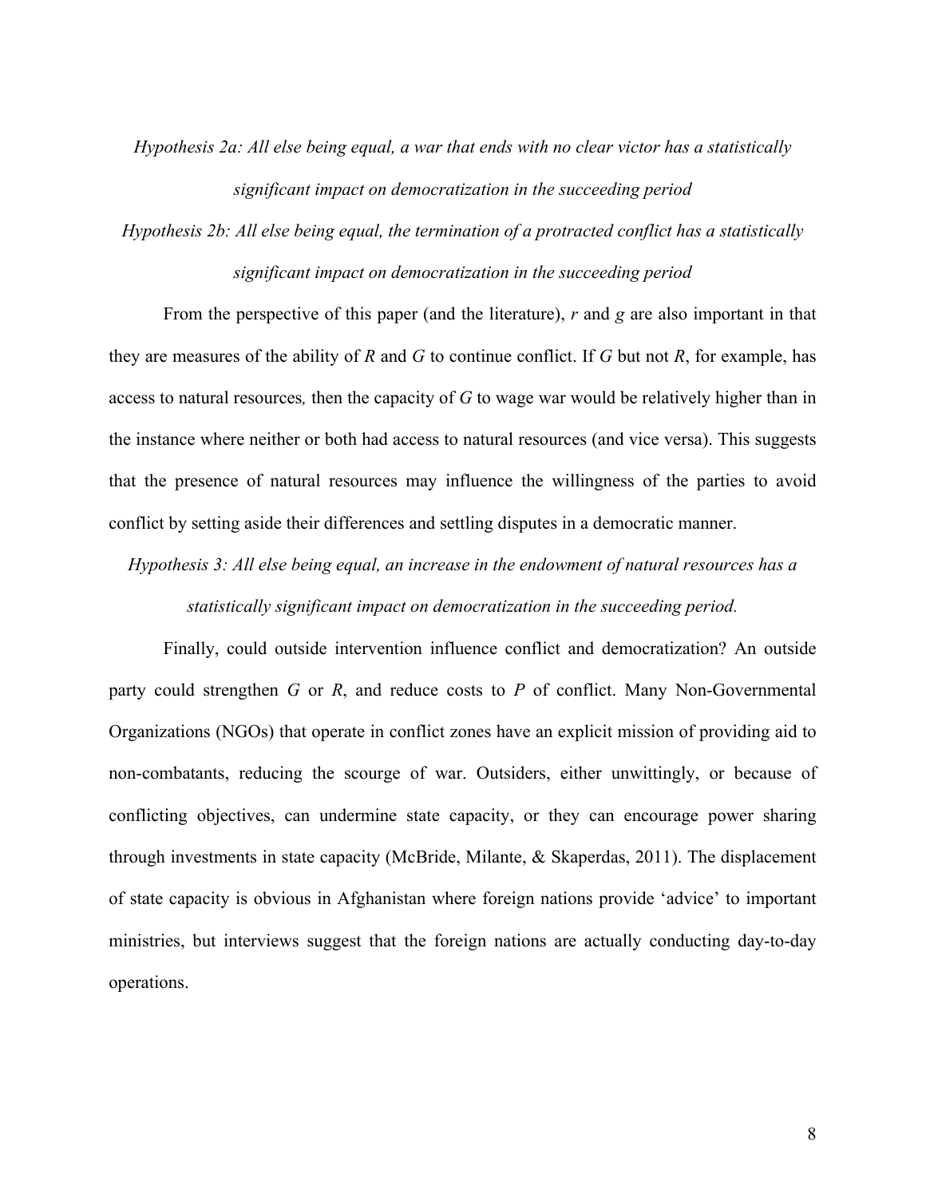*Hypothesis 2a: All else being equal, a war that ends with no clear victor has a statistically significant impact on democratization in the succeeding period*

*Hypothesis 2b: All else being equal, the termination of a protracted conflict has a statistically significant impact on democratization in the succeeding period*

From the perspective of this paper (and the literature), $r$ and $g$ are also important in that they are measures of the ability of $R$ and $G$ to continue conflict. If $G$ but not $R$, for example, has access to natural resources, then the capacity of $G$ to wage war would be relatively higher than in the instance where neither or both had access to natural resources (and vice versa). This suggests that the presence of natural resources may influence the willingness of the parties to avoid conflict by setting aside their differences and settling disputes in a democratic manner.

*Hypothesis 3: All else being equal, an increase in the endowment of natural resources has a statistically significant impact on democratization in the succeeding period.*

Finally, could outside intervention influence conflict and democratization? An outside party could strengthen $G$ or $R$, and reduce costs to $P$ of conflict. Many Non-Governmental Organizations (NGOs) that operate in conflict zones have an explicit mission of providing aid to non-combatants, reducing the scourge of war. Outsiders, either unwittingly, or because of conflicting objectives, can undermine state capacity, or they can encourage power sharing through investments in state capacity (McBride, Milante, & Skaperdas, 2011). The displacement of state capacity is obvious in Afghanistan where foreign nations provide 'advice' to important ministries, but interviews suggest that the foreign nations are actually conducting day-to-day operations.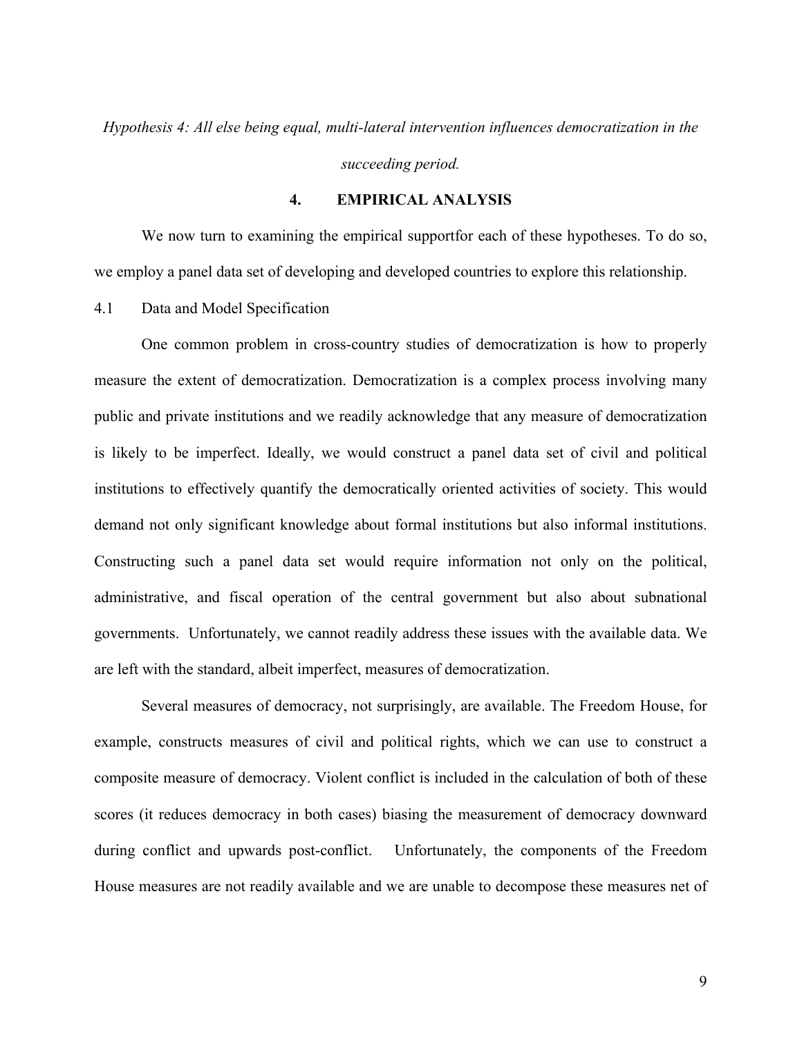*Hypothesis 4: All else being equal, multi-lateral intervention influences democratization in the succeeding period.*

## 4. EMPIRICAL ANALYSIS

We now turn to examining the empirical supportfor each of these hypotheses. To do so, we employ a panel data set of developing and developed countries to explore this relationship.

### 4.1 Data and Model Specification

One common problem in cross-country studies of democratization is how to properly measure the extent of democratization. Democratization is a complex process involving many public and private institutions and we readily acknowledge that any measure of democratization is likely to be imperfect. Ideally, we would construct a panel data set of civil and political institutions to effectively quantify the democratically oriented activities of society. This would demand not only significant knowledge about formal institutions but also informal institutions. Constructing such a panel data set would require information not only on the political, administrative, and fiscal operation of the central government but also about subnational governments. Unfortunately, we cannot readily address these issues with the available data. We are left with the standard, albeit imperfect, measures of democratization.

Several measures of democracy, not surprisingly, are available. The Freedom House, for example, constructs measures of civil and political rights, which we can use to construct a composite measure of democracy. Violent conflict is included in the calculation of both of these scores (it reduces democracy in both cases) biasing the measurement of democracy downward during conflict and upwards post-conflict. Unfortunately, the components of the Freedom House measures are not readily available and we are unable to decompose these measures net of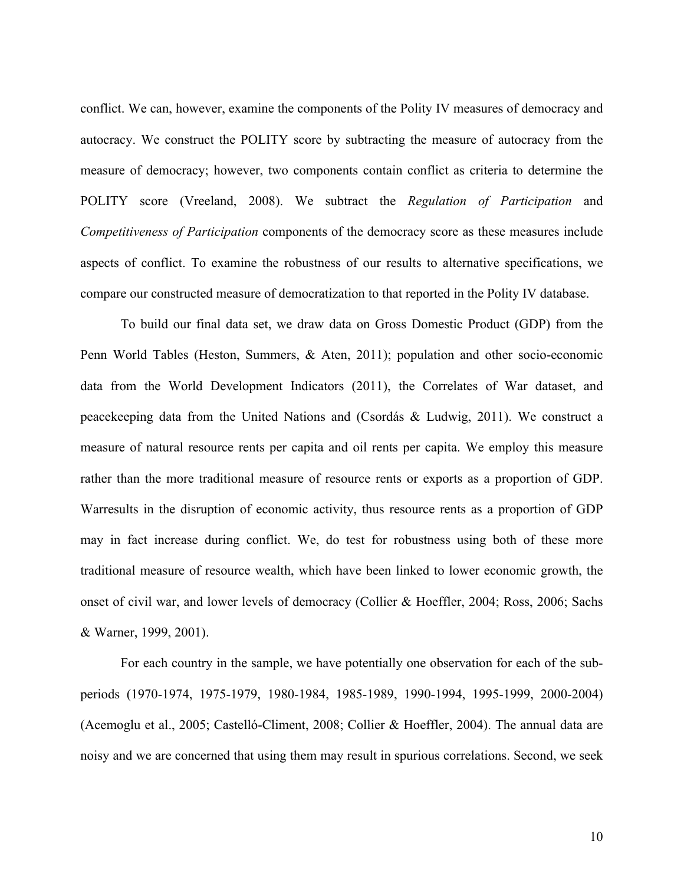conflict. We can, however, examine the components of the Polity IV measures of democracy and autocracy. We construct the POLITY score by subtracting the measure of autocracy from the measure of democracy; however, two components contain conflict as criteria to determine the POLITY score (Vreeland, 2008). We subtract the *Regulation of Participation* and *Competitiveness of Participation* components of the democracy score as these measures include aspects of conflict. To examine the robustness of our results to alternative specifications, we compare our constructed measure of democratization to that reported in the Polity IV database.

To build our final data set, we draw data on Gross Domestic Product (GDP) from the Penn World Tables (Heston, Summers, & Aten, 2011); population and other socio-economic data from the World Development Indicators (2011), the Correlates of War dataset, and peacekeeping data from the United Nations and (Csordás & Ludwig, 2011). We construct a measure of natural resource rents per capita and oil rents per capita. We employ this measure rather than the more traditional measure of resource rents or exports as a proportion of GDP. Warresults in the disruption of economic activity, thus resource rents as a proportion of GDP may in fact increase during conflict. We, do test for robustness using both of these more traditional measure of resource wealth, which have been linked to lower economic growth, the onset of civil war, and lower levels of democracy (Collier & Hoeffler, 2004; Ross, 2006; Sachs & Warner, 1999, 2001).

For each country in the sample, we have potentially one observation for each of the sub-periods (1970-1974, 1975-1979, 1980-1984, 1985-1989, 1990-1994, 1995-1999, 2000-2004) (Acemoglu et al., 2005; Castelló-Climent, 2008; Collier & Hoeffler, 2004). The annual data are noisy and we are concerned that using them may result in spurious correlations. Second, we seek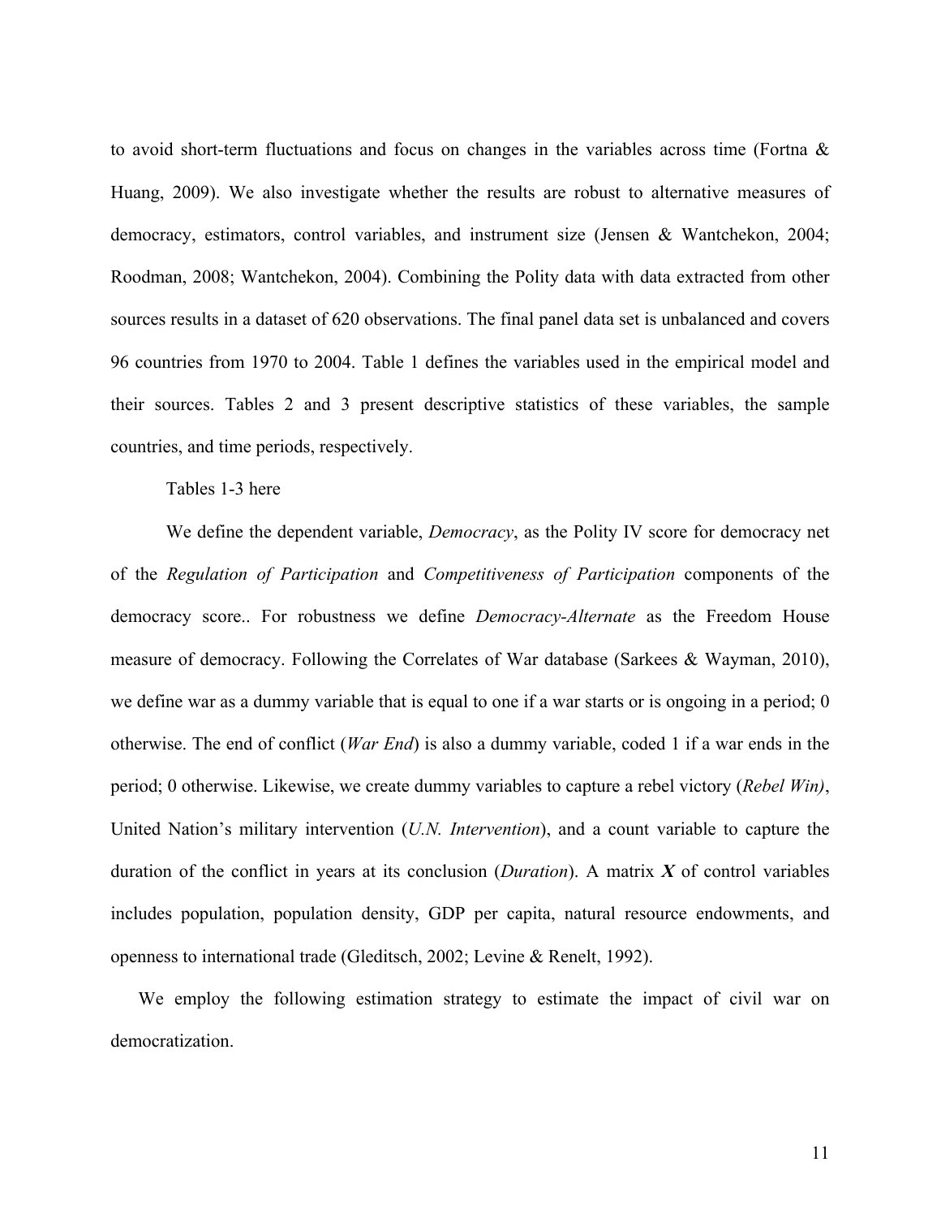to avoid short-term fluctuations and focus on changes in the variables across time (Fortna & Huang, 2009). We also investigate whether the results are robust to alternative measures of democracy, estimators, control variables, and instrument size (Jensen & Wantchekon, 2004; Roodman, 2008; Wantchekon, 2004). Combining the Polity data with data extracted from other sources results in a dataset of 620 observations. The final panel data set is unbalanced and covers 96 countries from 1970 to 2004. Table 1 defines the variables used in the empirical model and their sources. Tables 2 and 3 present descriptive statistics of these variables, the sample countries, and time periods, respectively.

Tables 1-3 here

We define the dependent variable, *Democracy*, as the Polity IV score for democracy net of the *Regulation of Participation* and *Competitiveness of Participation* components of the democracy score.. For robustness we define *Democracy-Alternate* as the Freedom House measure of democracy. Following the Correlates of War database (Sarkees & Wayman, 2010), we define war as a dummy variable that is equal to one if a war starts or is ongoing in a period; 0 otherwise. The end of conflict (*War End*) is also a dummy variable, coded 1 if a war ends in the period; 0 otherwise. Likewise, we create dummy variables to capture a rebel victory (*Rebel Win)*, United Nation's military intervention (*U.N. Intervention*), and a count variable to capture the duration of the conflict in years at its conclusion (*Duration*). A matrix ***X*** of control variables includes population, population density, GDP per capita, natural resource endowments, and openness to international trade (Gleditsch, 2002; Levine & Renelt, 1992).

We employ the following estimation strategy to estimate the impact of civil war on democratization.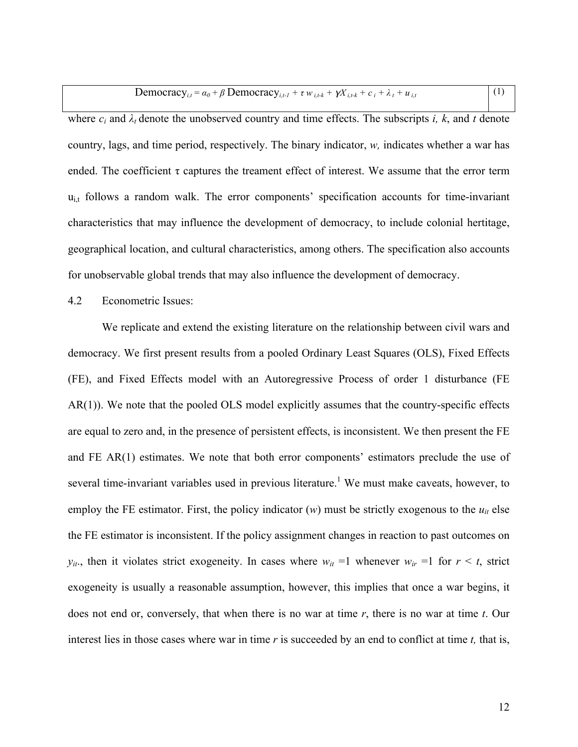$$\text{Democracy}_{i,t} = \alpha_0 + \beta\, \text{Democracy}_{i,t-1} + \tau\, w_{i,t-k} + \gamma X_{i,t-k} + c_i + \lambda_t + u_{i,t} \quad (1)$$

where $c_i$ and $\lambda_t$ denote the unobserved country and time effects. The subscripts *i, k*, and *t* denote country, lags, and time period, respectively. The binary indicator, *w,* indicates whether a war has ended. The coefficient τ captures the treament effect of interest. We assume that the error term $u_{i,t}$ follows a random walk. The error components' specification accounts for time-invariant characteristics that may influence the development of democracy, to include colonial hertitage, geographical location, and cultural characteristics, among others. The specification also accounts for unobservable global trends that may also influence the development of democracy.

4.2 Econometric Issues:

We replicate and extend the existing literature on the relationship between civil wars and democracy. We first present results from a pooled Ordinary Least Squares (OLS), Fixed Effects (FE), and Fixed Effects model with an Autoregressive Process of order 1 disturbance (FE AR(1)). We note that the pooled OLS model explicitly assumes that the country-specific effects are equal to zero and, in the presence of persistent effects, is inconsistent. We then present the FE and FE AR(1) estimates. We note that both error components' estimators preclude the use of several time-invariant variables used in previous literature.[1] We must make caveats, however, to employ the FE estimator. First, the policy indicator (*w*) must be strictly exogenous to the $u_{it}$ else the FE estimator is inconsistent. If the policy assignment changes in reaction to past outcomes on $y_{it}$., then it violates strict exogeneity. In cases where $w_{it} = 1$ whenever $w_{ir} = 1$ for $r < t$, strict exogeneity is usually a reasonable assumption, however, this implies that once a war begins, it does not end or, conversely, that when there is no war at time *r*, there is no war at time *t*. Our interest lies in those cases where war in time *r* is succeeded by an end to conflict at time *t,* that is,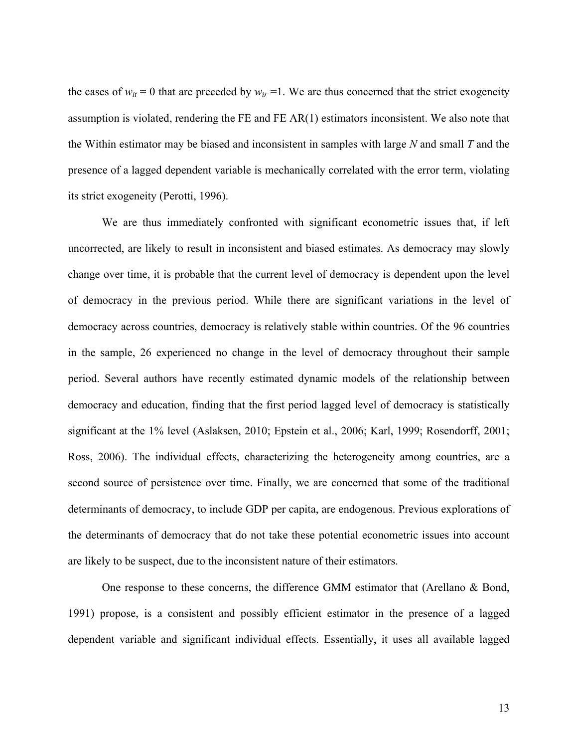the cases of $w_{it} = 0$ that are preceded by $w_{ir} = 1$. We are thus concerned that the strict exogeneity assumption is violated, rendering the FE and FE AR(1) estimators inconsistent. We also note that the Within estimator may be biased and inconsistent in samples with large $N$ and small $T$ and the presence of a lagged dependent variable is mechanically correlated with the error term, violating its strict exogeneity (Perotti, 1996).

We are thus immediately confronted with significant econometric issues that, if left uncorrected, are likely to result in inconsistent and biased estimates. As democracy may slowly change over time, it is probable that the current level of democracy is dependent upon the level of democracy in the previous period. While there are significant variations in the level of democracy across countries, democracy is relatively stable within countries. Of the 96 countries in the sample, 26 experienced no change in the level of democracy throughout their sample period. Several authors have recently estimated dynamic models of the relationship between democracy and education, finding that the first period lagged level of democracy is statistically significant at the 1% level (Aslaksen, 2010; Epstein et al., 2006; Karl, 1999; Rosendorff, 2001; Ross, 2006). The individual effects, characterizing the heterogeneity among countries, are a second source of persistence over time. Finally, we are concerned that some of the traditional determinants of democracy, to include GDP per capita, are endogenous. Previous explorations of the determinants of democracy that do not take these potential econometric issues into account are likely to be suspect, due to the inconsistent nature of their estimators.

One response to these concerns, the difference GMM estimator that (Arellano & Bond, 1991) propose, is a consistent and possibly efficient estimator in the presence of a lagged dependent variable and significant individual effects. Essentially, it uses all available lagged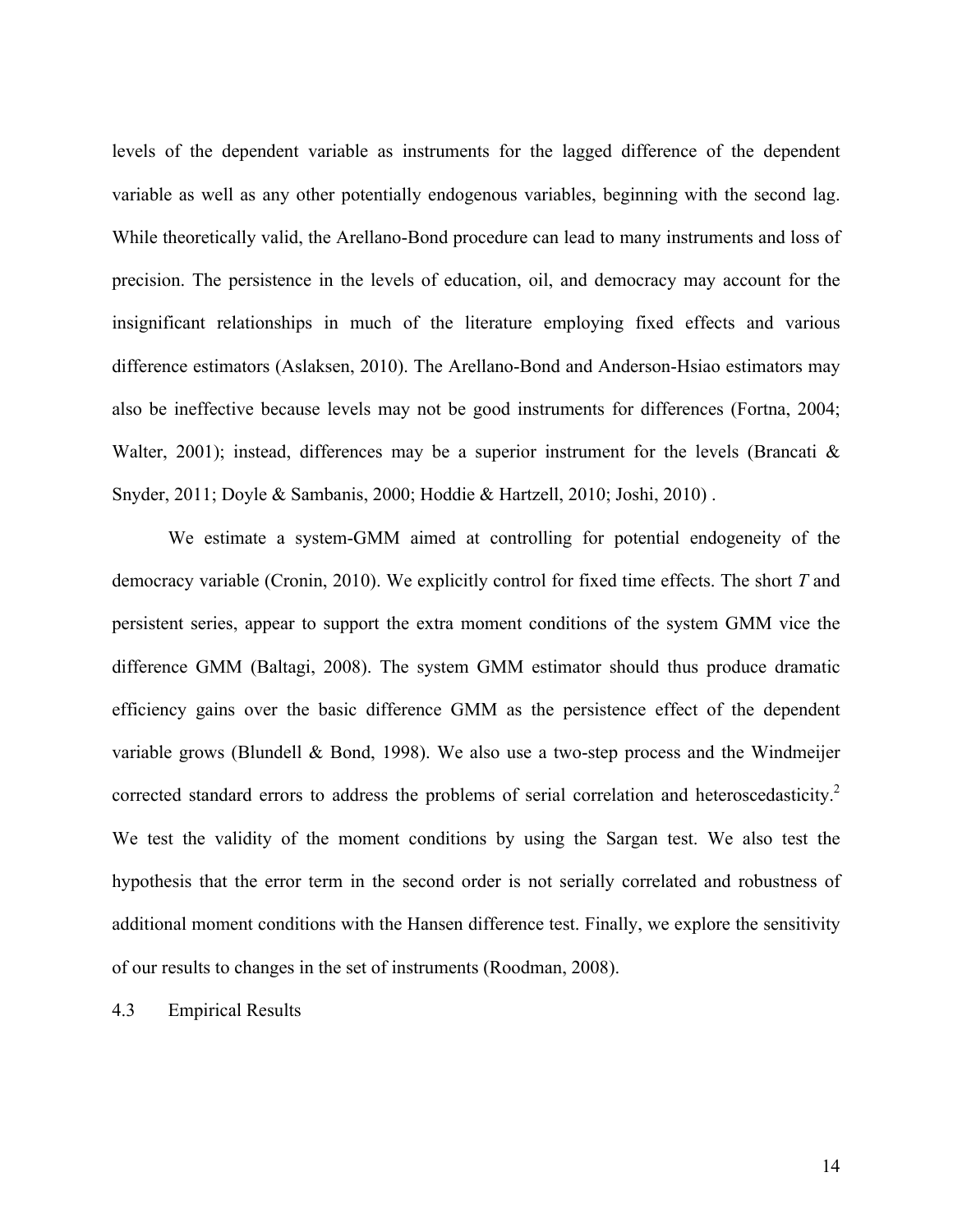levels of the dependent variable as instruments for the lagged difference of the dependent variable as well as any other potentially endogenous variables, beginning with the second lag. While theoretically valid, the Arellano-Bond procedure can lead to many instruments and loss of precision. The persistence in the levels of education, oil, and democracy may account for the insignificant relationships in much of the literature employing fixed effects and various difference estimators (Aslaksen, 2010). The Arellano-Bond and Anderson-Hsiao estimators may also be ineffective because levels may not be good instruments for differences (Fortna, 2004; Walter, 2001); instead, differences may be a superior instrument for the levels (Brancati & Snyder, 2011; Doyle & Sambanis, 2000; Hoddie & Hartzell, 2010; Joshi, 2010) .

We estimate a system-GMM aimed at controlling for potential endogeneity of the democracy variable (Cronin, 2010). We explicitly control for fixed time effects. The short *T* and persistent series, appear to support the extra moment conditions of the system GMM vice the difference GMM (Baltagi, 2008). The system GMM estimator should thus produce dramatic efficiency gains over the basic difference GMM as the persistence effect of the dependent variable grows (Blundell & Bond, 1998). We also use a two-step process and the Windmeijer corrected standard errors to address the problems of serial correlation and heteroscedasticity.[2] We test the validity of the moment conditions by using the Sargan test. We also test the hypothesis that the error term in the second order is not serially correlated and robustness of additional moment conditions with the Hansen difference test. Finally, we explore the sensitivity of our results to changes in the set of instruments (Roodman, 2008).

### 4.3 Empirical Results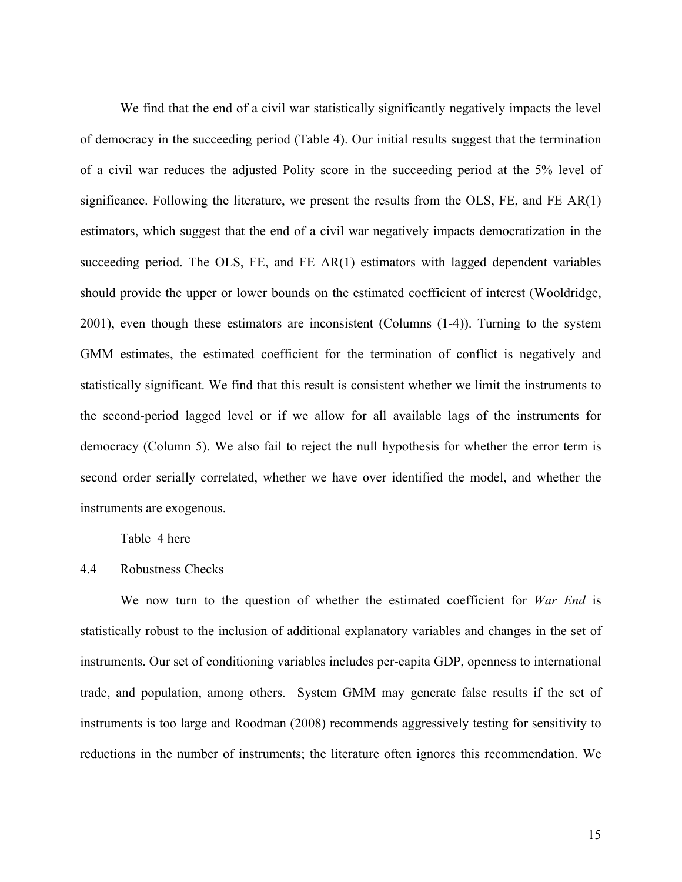We find that the end of a civil war statistically significantly negatively impacts the level of democracy in the succeeding period (Table 4). Our initial results suggest that the termination of a civil war reduces the adjusted Polity score in the succeeding period at the 5% level of significance. Following the literature, we present the results from the OLS, FE, and FE AR(1) estimators, which suggest that the end of a civil war negatively impacts democratization in the succeeding period. The OLS, FE, and FE AR(1) estimators with lagged dependent variables should provide the upper or lower bounds on the estimated coefficient of interest (Wooldridge, 2001), even though these estimators are inconsistent (Columns (1-4)). Turning to the system GMM estimates, the estimated coefficient for the termination of conflict is negatively and statistically significant. We find that this result is consistent whether we limit the instruments to the second-period lagged level or if we allow for all available lags of the instruments for democracy (Column 5). We also fail to reject the null hypothesis for whether the error term is second order serially correlated, whether we have over identified the model, and whether the instruments are exogenous.

Table 4 here

## 4.4 Robustness Checks

We now turn to the question of whether the estimated coefficient for *War End* is statistically robust to the inclusion of additional explanatory variables and changes in the set of instruments. Our set of conditioning variables includes per-capita GDP, openness to international trade, and population, among others. System GMM may generate false results if the set of instruments is too large and Roodman (2008) recommends aggressively testing for sensitivity to reductions in the number of instruments; the literature often ignores this recommendation. We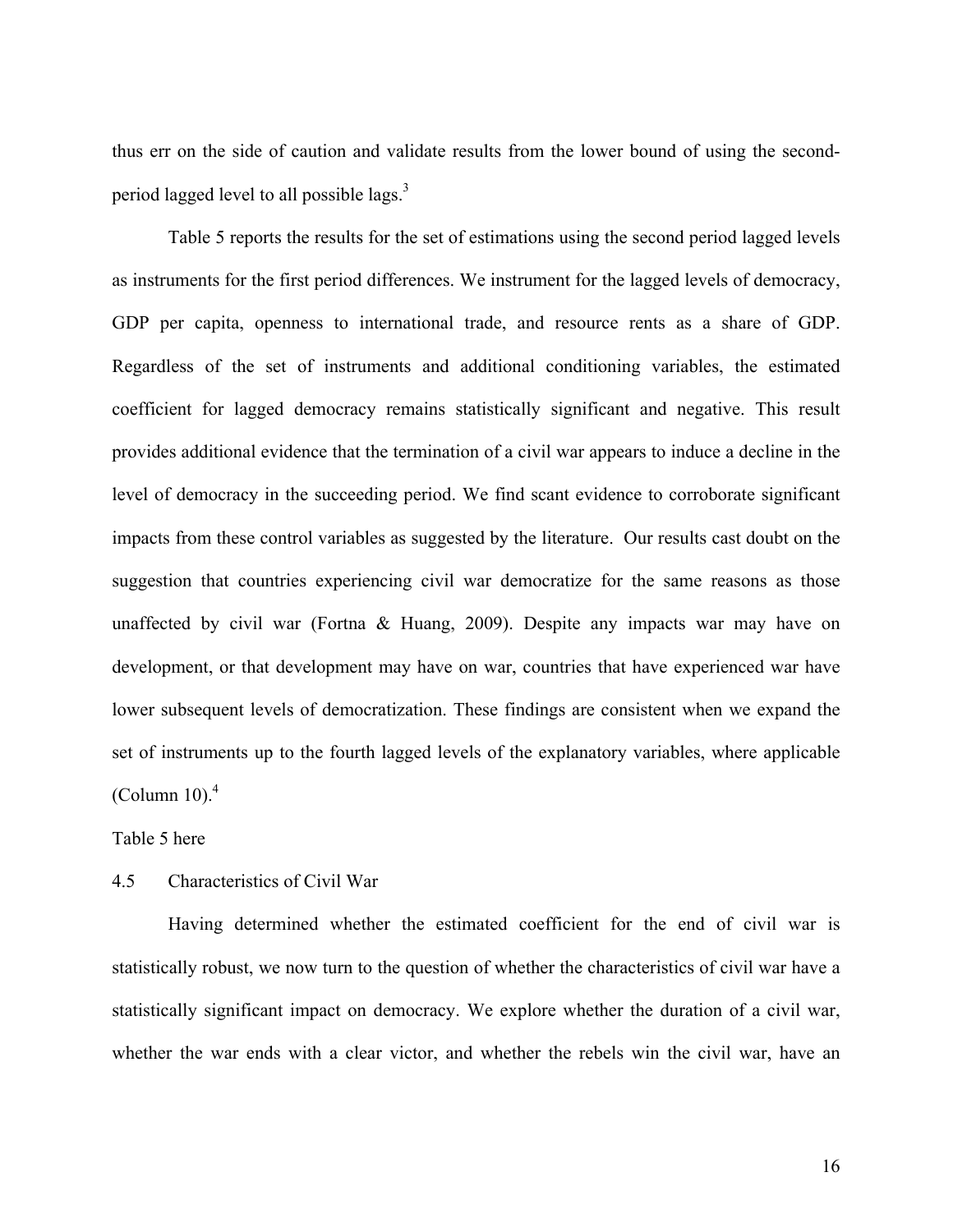thus err on the side of caution and validate results from the lower bound of using the second-period lagged level to all possible lags.[3]

Table 5 reports the results for the set of estimations using the second period lagged levels as instruments for the first period differences. We instrument for the lagged levels of democracy, GDP per capita, openness to international trade, and resource rents as a share of GDP. Regardless of the set of instruments and additional conditioning variables, the estimated coefficient for lagged democracy remains statistically significant and negative. This result provides additional evidence that the termination of a civil war appears to induce a decline in the level of democracy in the succeeding period. We find scant evidence to corroborate significant impacts from these control variables as suggested by the literature. Our results cast doubt on the suggestion that countries experiencing civil war democratize for the same reasons as those unaffected by civil war (Fortna & Huang, 2009). Despite any impacts war may have on development, or that development may have on war, countries that have experienced war have lower subsequent levels of democratization. These findings are consistent when we expand the set of instruments up to the fourth lagged levels of the explanatory variables, where applicable (Column 10).[4]

Table 5 here

### 4.5 Characteristics of Civil War

Having determined whether the estimated coefficient for the end of civil war is statistically robust, we now turn to the question of whether the characteristics of civil war have a statistically significant impact on democracy. We explore whether the duration of a civil war, whether the war ends with a clear victor, and whether the rebels win the civil war, have an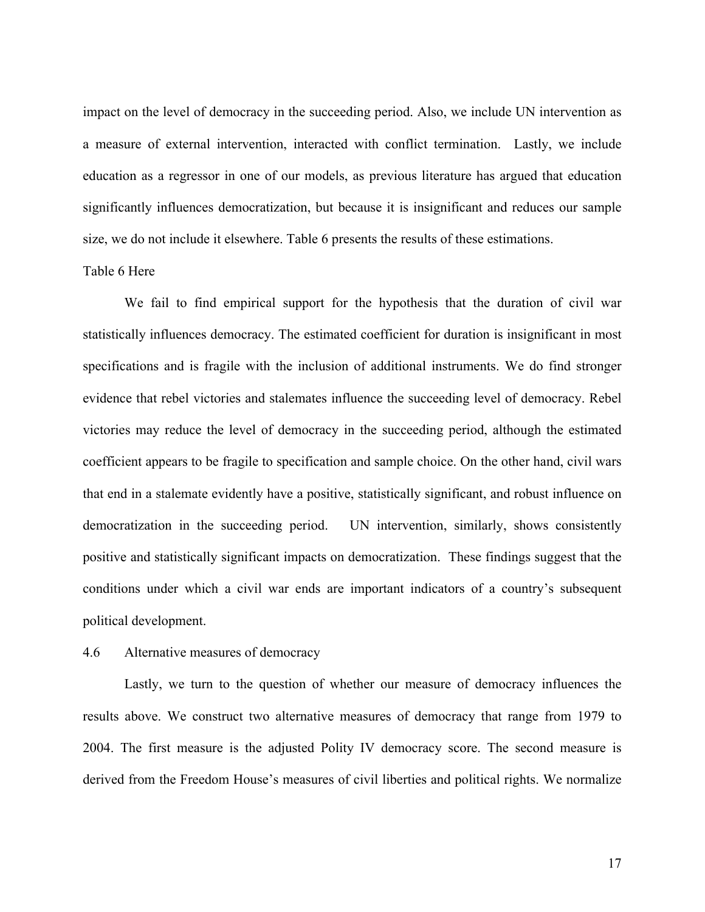impact on the level of democracy in the succeeding period. Also, we include UN intervention as a measure of external intervention, interacted with conflict termination. Lastly, we include education as a regressor in one of our models, as previous literature has argued that education significantly influences democratization, but because it is insignificant and reduces our sample size, we do not include it elsewhere. Table 6 presents the results of these estimations.

Table 6 Here

We fail to find empirical support for the hypothesis that the duration of civil war statistically influences democracy. The estimated coefficient for duration is insignificant in most specifications and is fragile with the inclusion of additional instruments. We do find stronger evidence that rebel victories and stalemates influence the succeeding level of democracy. Rebel victories may reduce the level of democracy in the succeeding period, although the estimated coefficient appears to be fragile to specification and sample choice. On the other hand, civil wars that end in a stalemate evidently have a positive, statistically significant, and robust influence on democratization in the succeeding period. UN intervention, similarly, shows consistently positive and statistically significant impacts on democratization. These findings suggest that the conditions under which a civil war ends are important indicators of a country's subsequent political development.

## 4.6 Alternative measures of democracy

Lastly, we turn to the question of whether our measure of democracy influences the results above. We construct two alternative measures of democracy that range from 1979 to 2004. The first measure is the adjusted Polity IV democracy score. The second measure is derived from the Freedom House's measures of civil liberties and political rights. We normalize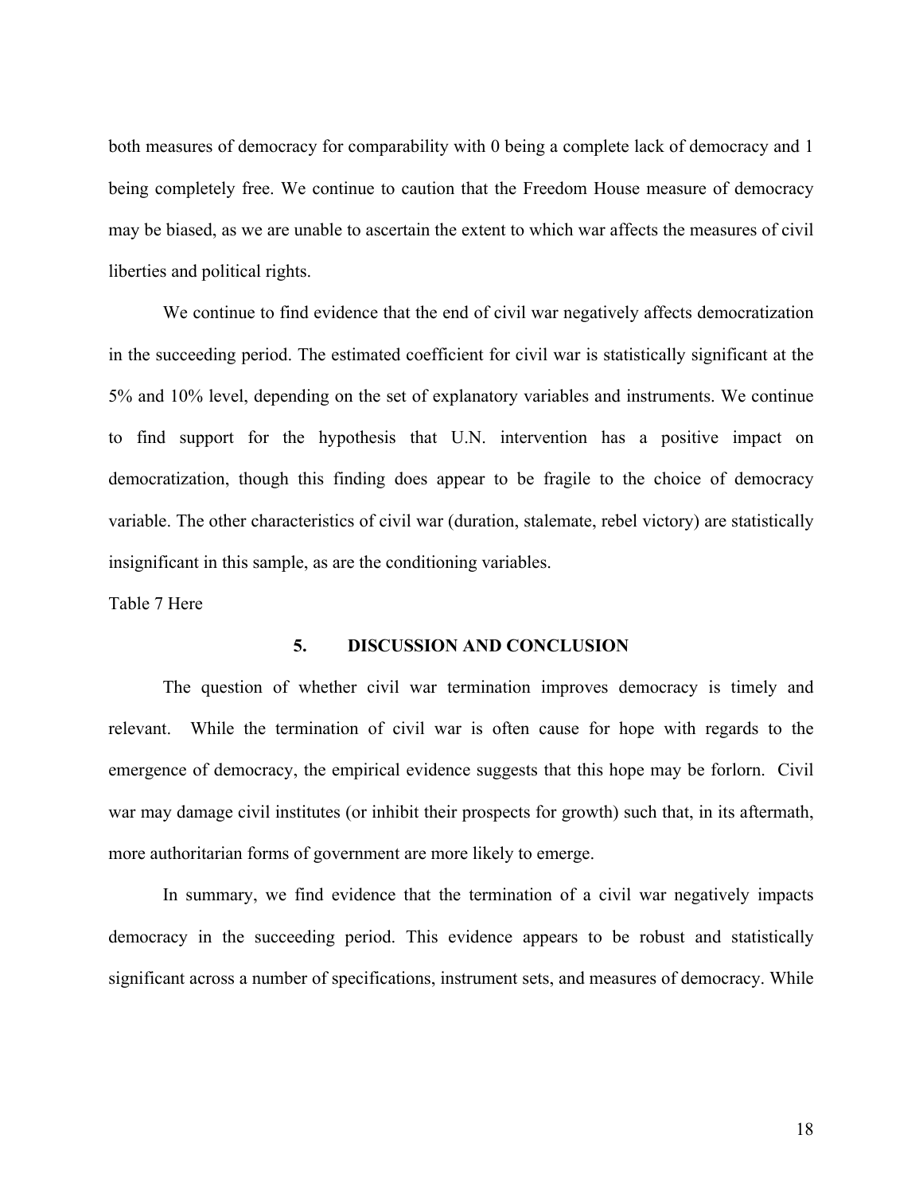both measures of democracy for comparability with 0 being a complete lack of democracy and 1 being completely free. We continue to caution that the Freedom House measure of democracy may be biased, as we are unable to ascertain the extent to which war affects the measures of civil liberties and political rights.

We continue to find evidence that the end of civil war negatively affects democratization in the succeeding period. The estimated coefficient for civil war is statistically significant at the 5% and 10% level, depending on the set of explanatory variables and instruments. We continue to find support for the hypothesis that U.N. intervention has a positive impact on democratization, though this finding does appear to be fragile to the choice of democracy variable. The other characteristics of civil war (duration, stalemate, rebel victory) are statistically insignificant in this sample, as are the conditioning variables.

Table 7 Here

## 5. DISCUSSION AND CONCLUSION

The question of whether civil war termination improves democracy is timely and relevant. While the termination of civil war is often cause for hope with regards to the emergence of democracy, the empirical evidence suggests that this hope may be forlorn. Civil war may damage civil institutes (or inhibit their prospects for growth) such that, in its aftermath, more authoritarian forms of government are more likely to emerge.

In summary, we find evidence that the termination of a civil war negatively impacts democracy in the succeeding period. This evidence appears to be robust and statistically significant across a number of specifications, instrument sets, and measures of democracy. While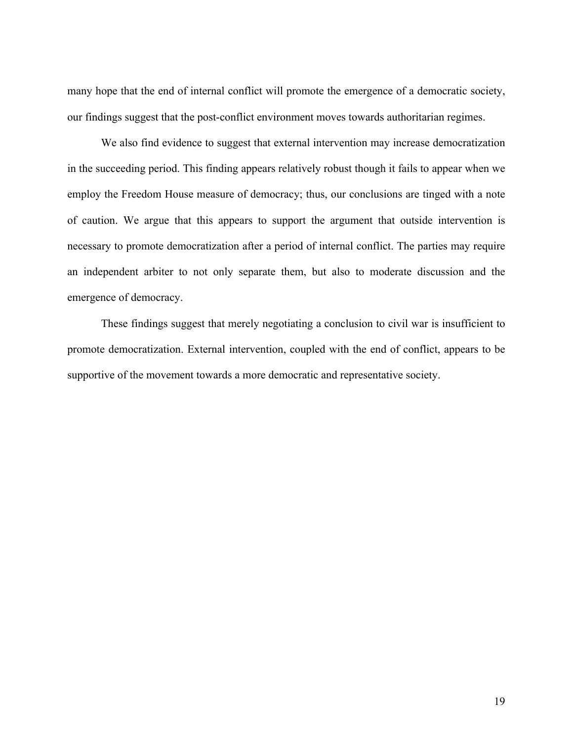many hope that the end of internal conflict will promote the emergence of a democratic society, our findings suggest that the post-conflict environment moves towards authoritarian regimes.

We also find evidence to suggest that external intervention may increase democratization in the succeeding period. This finding appears relatively robust though it fails to appear when we employ the Freedom House measure of democracy; thus, our conclusions are tinged with a note of caution. We argue that this appears to support the argument that outside intervention is necessary to promote democratization after a period of internal conflict. The parties may require an independent arbiter to not only separate them, but also to moderate discussion and the emergence of democracy.

These findings suggest that merely negotiating a conclusion to civil war is insufficient to promote democratization. External intervention, coupled with the end of conflict, appears to be supportive of the movement towards a more democratic and representative society.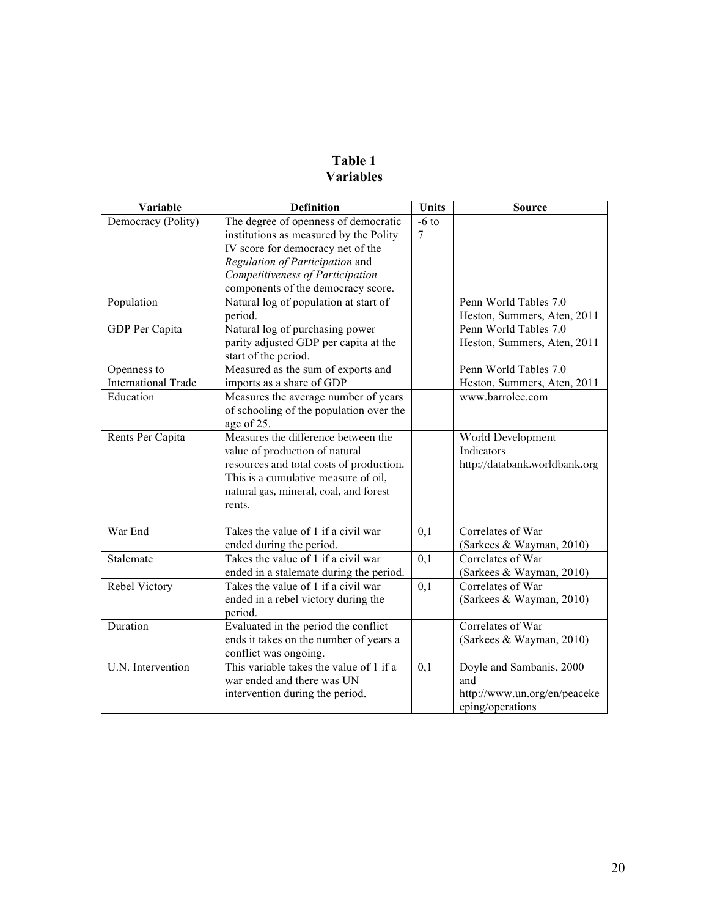# Table 1
# Variables

| Variable | Definition | Units | Source |
| --- | --- | --- | --- |
| Democracy (Polity) | The degree of openness of democratic institutions as measured by the Polity IV score for democracy net of the *Regulation of Participation* and *Competitiveness of Participation* components of the democracy score. | -6 to 7 | |
| Population | Natural log of population at start of period. | | Penn World Tables 7.0 Heston, Summers, Aten, 2011 |
| GDP Per Capita | Natural log of purchasing power parity adjusted GDP per capita at the start of the period. | | Penn World Tables 7.0 Heston, Summers, Aten, 2011 |
| Openness to International Trade | Measured as the sum of exports and imports as a share of GDP | | Penn World Tables 7.0 Heston, Summers, Aten, 2011 |
| Education | Measures the average number of years of schooling of the population over the age of 25. | | www.barrolee.com |
| Rents Per Capita | Measures the difference between the value of production of natural resources and total costs of production. This is a cumulative measure of oil, natural gas, mineral, coal, and forest rents. | | World Development Indicators http://databank.worldbank.org |
| War End | Takes the value of 1 if a civil war ended during the period. | 0,1 | Correlates of War (Sarkees & Wayman, 2010) |
| Stalemate | Takes the value of 1 if a civil war ended in a stalemate during the period. | 0,1 | Correlates of War (Sarkees & Wayman, 2010) |
| Rebel Victory | Takes the value of 1 if a civil war ended in a rebel victory during the period. | 0,1 | Correlates of War (Sarkees & Wayman, 2010) |
| Duration | Evaluated in the period the conflict ends it takes on the number of years a conflict was ongoing. | | Correlates of War (Sarkees & Wayman, 2010) |
| U.N. Intervention | This variable takes the value of 1 if a war ended and there was UN intervention during the period. | 0,1 | Doyle and Sambanis, 2000 and http://www.un.org/en/peacekeeping/operations |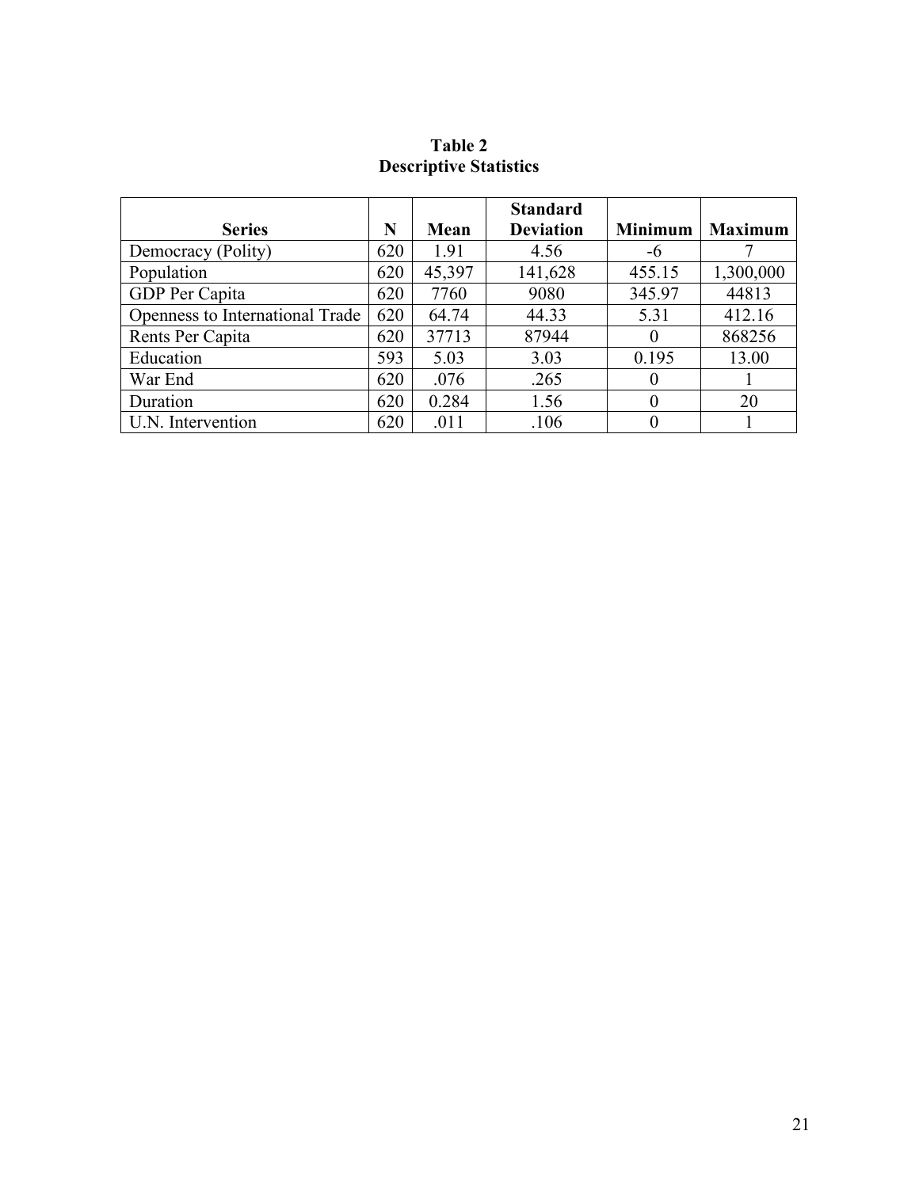**Table 2**
**Descriptive Statistics**

| Series | N | Mean | Standard Deviation | Minimum | Maximum |
|---|---|---|---|---|---|
| Democracy (Polity) | 620 | 1.91 | 4.56 | -6 | 7 |
| Population | 620 | 45,397 | 141,628 | 455.15 | 1,300,000 |
| GDP Per Capita | 620 | 7760 | 9080 | 345.97 | 44813 |
| Openness to International Trade | 620 | 64.74 | 44.33 | 5.31 | 412.16 |
| Rents Per Capita | 620 | 37713 | 87944 | 0 | 868256 |
| Education | 593 | 5.03 | 3.03 | 0.195 | 13.00 |
| War End | 620 | .076 | .265 | 0 | 1 |
| Duration | 620 | 0.284 | 1.56 | 0 | 20 |
| U.N. Intervention | 620 | .011 | .106 | 0 | 1 |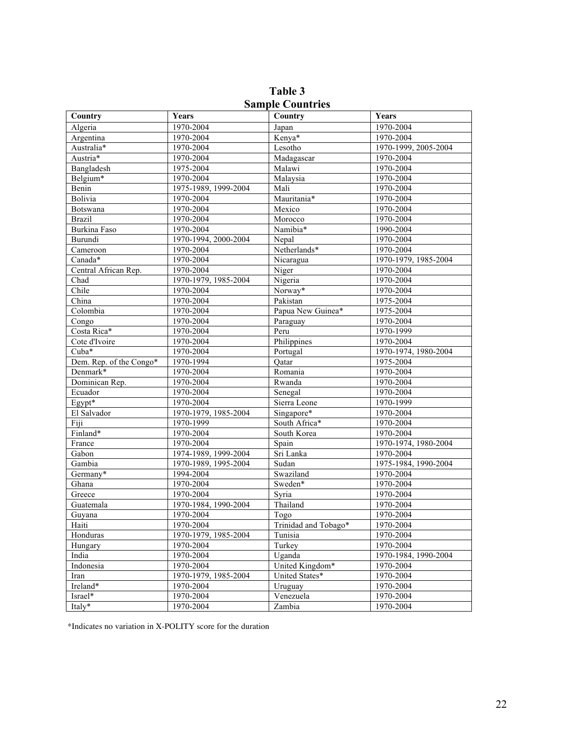**Table 3**
**Sample Countries**

| Country | Years | Country | Years |
|---|---|---|---|
| Algeria | 1970-2004 | Japan | 1970-2004 |
| Argentina | 1970-2004 | Kenya* | 1970-2004 |
| Australia* | 1970-2004 | Lesotho | 1970-1999, 2005-2004 |
| Austria* | 1970-2004 | Madagascar | 1970-2004 |
| Bangladesh | 1975-2004 | Malawi | 1970-2004 |
| Belgium* | 1970-2004 | Malaysia | 1970-2004 |
| Benin | 1975-1989, 1999-2004 | Mali | 1970-2004 |
| Bolivia | 1970-2004 | Mauritania* | 1970-2004 |
| Botswana | 1970-2004 | Mexico | 1970-2004 |
| Brazil | 1970-2004 | Morocco | 1970-2004 |
| Burkina Faso | 1970-2004 | Namibia* | 1990-2004 |
| Burundi | 1970-1994, 2000-2004 | Nepal | 1970-2004 |
| Cameroon | 1970-2004 | Netherlands* | 1970-2004 |
| Canada* | 1970-2004 | Nicaragua | 1970-1979, 1985-2004 |
| Central African Rep. | 1970-2004 | Niger | 1970-2004 |
| Chad | 1970-1979, 1985-2004 | Nigeria | 1970-2004 |
| Chile | 1970-2004 | Norway* | 1970-2004 |
| China | 1970-2004 | Pakistan | 1975-2004 |
| Colombia | 1970-2004 | Papua New Guinea* | 1975-2004 |
| Congo | 1970-2004 | Paraguay | 1970-2004 |
| Costa Rica* | 1970-2004 | Peru | 1970-1999 |
| Cote d'Ivoire | 1970-2004 | Philippines | 1970-2004 |
| Cuba* | 1970-2004 | Portugal | 1970-1974, 1980-2004 |
| Dem. Rep. of the Congo* | 1970-1994 | Qatar | 1975-2004 |
| Denmark* | 1970-2004 | Romania | 1970-2004 |
| Dominican Rep. | 1970-2004 | Rwanda | 1970-2004 |
| Ecuador | 1970-2004 | Senegal | 1970-2004 |
| Egypt* | 1970-2004 | Sierra Leone | 1970-1999 |
| El Salvador | 1970-1979, 1985-2004 | Singapore* | 1970-2004 |
| Fiji | 1970-1999 | South Africa* | 1970-2004 |
| Finland* | 1970-2004 | South Korea | 1970-2004 |
| France | 1970-2004 | Spain | 1970-1974, 1980-2004 |
| Gabon | 1974-1989, 1999-2004 | Sri Lanka | 1970-2004 |
| Gambia | 1970-1989, 1995-2004 | Sudan | 1975-1984, 1990-2004 |
| Germany* | 1994-2004 | Swaziland | 1970-2004 |
| Ghana | 1970-2004 | Sweden* | 1970-2004 |
| Greece | 1970-2004 | Syria | 1970-2004 |
| Guatemala | 1970-1984, 1990-2004 | Thailand | 1970-2004 |
| Guyana | 1970-2004 | Togo | 1970-2004 |
| Haiti | 1970-2004 | Trinidad and Tobago* | 1970-2004 |
| Honduras | 1970-1979, 1985-2004 | Tunisia | 1970-2004 |
| Hungary | 1970-2004 | Turkey | 1970-2004 |
| India | 1970-2004 | Uganda | 1970-1984, 1990-2004 |
| Indonesia | 1970-2004 | United Kingdom* | 1970-2004 |
| Iran | 1970-1979, 1985-2004 | United States* | 1970-2004 |
| Ireland* | 1970-2004 | Uruguay | 1970-2004 |
| Israel* | 1970-2004 | Venezuela | 1970-2004 |
| Italy* | 1970-2004 | Zambia | 1970-2004 |

*Indicates no variation in X-POLITY score for the duration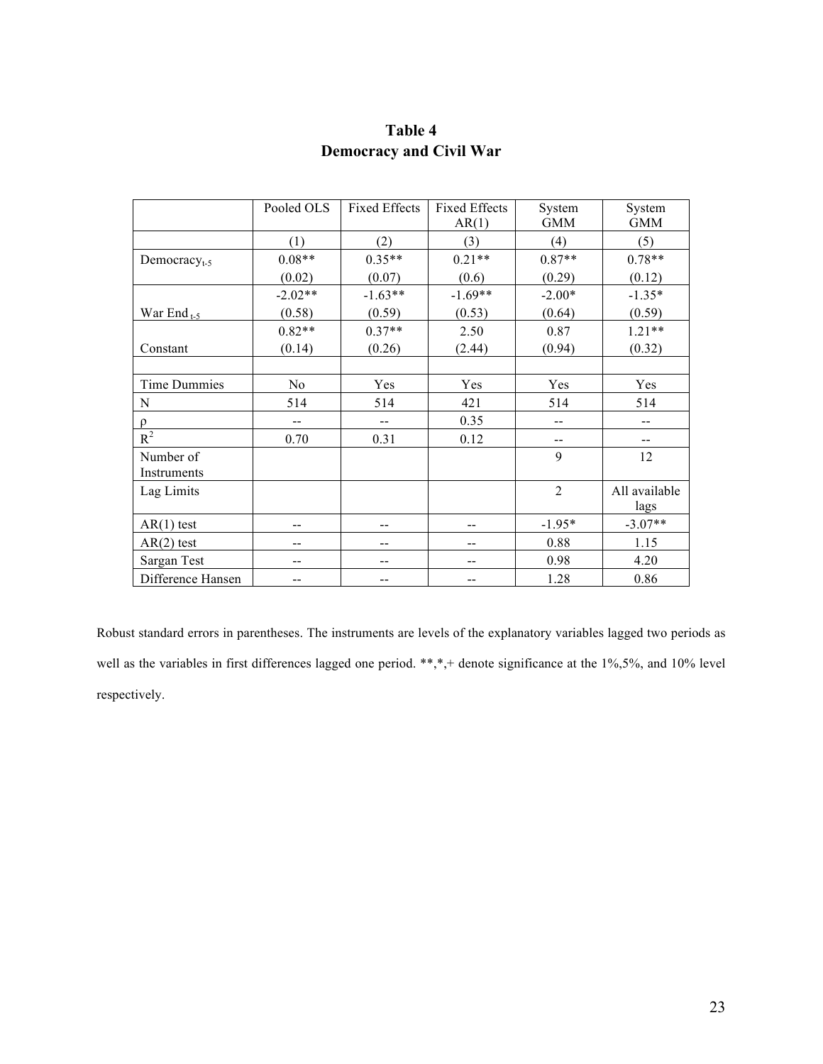# Table 4
## Democracy and Civil War

| | Pooled OLS | Fixed Effects | Fixed Effects AR(1) | System GMM | System GMM |
|---|---|---|---|---|---|
| | (1) | (2) | (3) | (4) | (5) |
| $Democracy_{t-5}$ | 0.08** | 0.35** | 0.21** | 0.87** | 0.78** |
| | (0.02) | (0.07) | (0.6) | (0.29) | (0.12) |
| | -2.02** | -1.63** | -1.69** | -2.00* | -1.35* |
| $War\ End_{t-5}$ | (0.58) | (0.59) | (0.53) | (0.64) | (0.59) |
| | 0.82** | 0.37** | 2.50 | 0.87 | 1.21** |
| Constant | (0.14) | (0.26) | (2.44) | (0.94) | (0.32) |
| | | | | | |
| Time Dummies | No | Yes | Yes | Yes | Yes |
| N | 514 | 514 | 421 | 514 | 514 |
| $\rho$ | -- | -- | 0.35 | -- | -- |
| $R^2$ | 0.70 | 0.31 | 0.12 | -- | -- |
| Number of Instruments | | | | 9 | 12 |
| Lag Limits | | | | 2 | All available lags |
| AR(1) test | -- | -- | -- | -1.95* | -3.07** |
| AR(2) test | -- | -- | -- | 0.88 | 1.15 |
| Sargan Test | -- | -- | -- | 0.98 | 4.20 |
| Difference Hansen | -- | -- | -- | 1.28 | 0.86 |

Robust standard errors in parentheses. The instruments are levels of the explanatory variables lagged two periods as well as the variables in first differences lagged one period. **,*,+ denote significance at the 1%,5%, and 10% level respectively.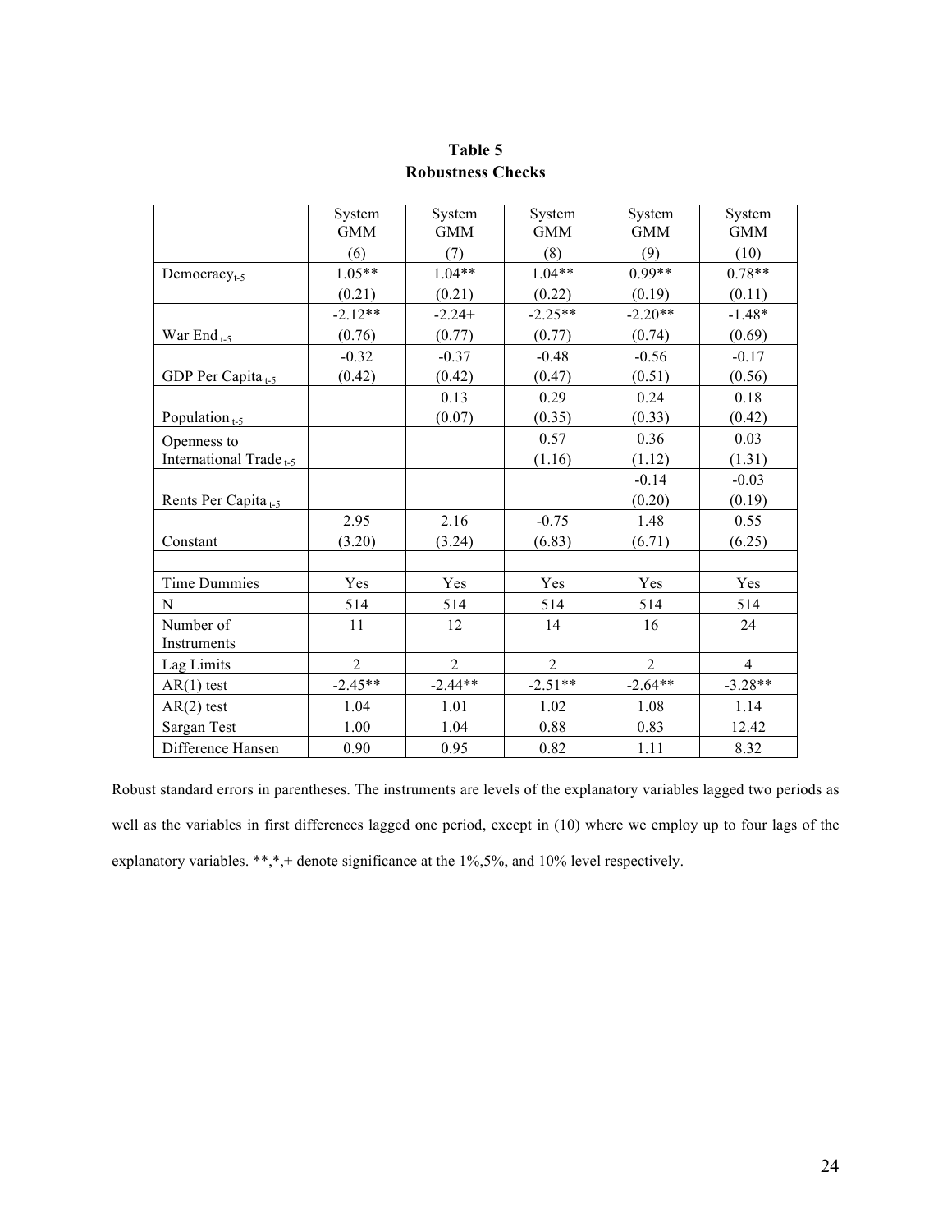**Table 5**
**Robustness Checks**

| | System GMM | System GMM | System GMM | System GMM | System GMM |
|---|---|---|---|---|---|
| | (6) | (7) | (8) | (9) | (10) |
| Democracy$_{t-5}$ | 1.05** | 1.04** | 1.04** | 0.99** | 0.78** |
| | (0.21) | (0.21) | (0.22) | (0.19) | (0.11) |
| War End$_{t-5}$ | -2.12** | -2.24+ | -2.25** | -2.20** | -1.48* |
| | (0.76) | (0.77) | (0.77) | (0.74) | (0.69) |
| GDP Per Capita$_{t-5}$ | -0.32 | -0.37 | -0.48 | -0.56 | -0.17 |
| | (0.42) | (0.42) | (0.47) | (0.51) | (0.56) |
| Population$_{t-5}$ | | 0.13 | 0.29 | 0.24 | 0.18 |
| | | (0.07) | (0.35) | (0.33) | (0.42) |
| Openness to International Trade$_{t-5}$ | | | 0.57 | 0.36 | 0.03 |
| | | | (1.16) | (1.12) | (1.31) |
| Rents Per Capita$_{t-5}$ | | | | -0.14 | -0.03 |
| | | | | (0.20) | (0.19) |
| Constant | 2.95 | 2.16 | -0.75 | 1.48 | 0.55 |
| | (3.20) | (3.24) | (6.83) | (6.71) | (6.25) |
| | | | | | |
| Time Dummies | Yes | Yes | Yes | Yes | Yes |
| N | 514 | 514 | 514 | 514 | 514 |
| Number of Instruments | 11 | 12 | 14 | 16 | 24 |
| Lag Limits | 2 | 2 | 2 | 2 | 4 |
| AR(1) test | -2.45** | -2.44** | -2.51** | -2.64** | -3.28** |
| AR(2) test | 1.04 | 1.01 | 1.02 | 1.08 | 1.14 |
| Sargan Test | 1.00 | 1.04 | 0.88 | 0.83 | 12.42 |
| Difference Hansen | 0.90 | 0.95 | 0.82 | 1.11 | 8.32 |

Robust standard errors in parentheses. The instruments are levels of the explanatory variables lagged two periods as well as the variables in first differences lagged one period, except in (10) where we employ up to four lags of the explanatory variables. **,*,+ denote significance at the 1%,5%, and 10% level respectively.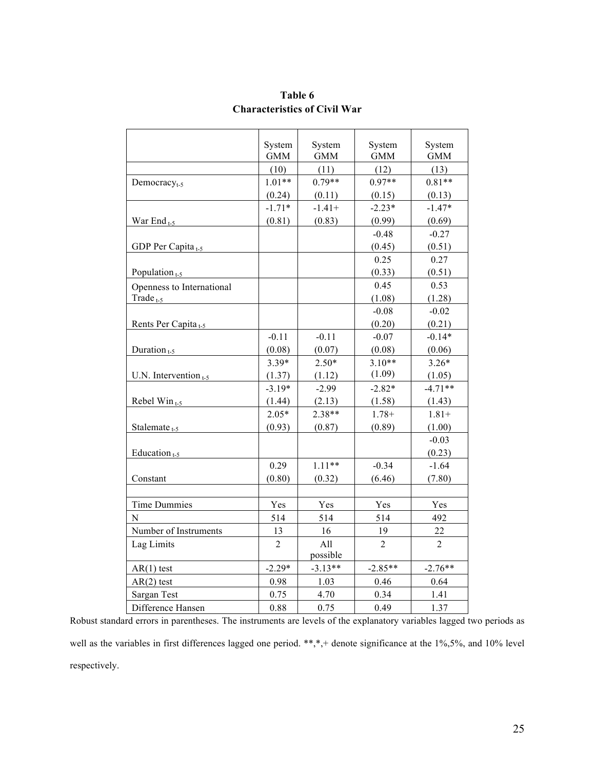**Table 6**
**Characteristics of Civil War**

| | System GMM | System GMM | System GMM | System GMM |
|---|---|---|---|---|
| | (10) | (11) | (12) | (13) |
| Democracy$_{t-5}$ | 1.01** | 0.79** | 0.97** | 0.81** |
| | (0.24) | (0.11) | (0.15) | (0.13) |
| War End $_{t-5}$ | -1.71* | -1.41+ | -2.23* | -1.47* |
| | (0.81) | (0.83) | (0.99) | (0.69) |
| GDP Per Capita $_{t-5}$ | | | -0.48 | -0.27 |
| | | | (0.45) | (0.51) |
| Population $_{t-5}$ | | | 0.25 | 0.27 |
| | | | (0.33) | (0.51) |
| Openness to International Trade $_{t-5}$ | | | 0.45 | 0.53 |
| | | | (1.08) | (1.28) |
| Rents Per Capita $_{t-5}$ | | | -0.08 | -0.02 |
| | | | (0.20) | (0.21) |
| Duration $_{t-5}$ | -0.11 | -0.11 | -0.07 | -0.14* |
| | (0.08) | (0.07) | (0.08) | (0.06) |
| U.N. Intervention $_{t-5}$ | 3.39* | 2.50* | 3.10** | 3.26* |
| | (1.37) | (1.12) | (1.09) | (1.05) |
| Rebel Win $_{t-5}$ | -3.19* | -2.99 | -2.82* | -4.71** |
| | (1.44) | (2.13) | (1.58) | (1.43) |
| Stalemate $_{t-5}$ | 2.05* | 2.38** | 1.78+ | 1.81+ |
| | (0.93) | (0.87) | (0.89) | (1.00) |
| Education $_{t-5}$ | | | | -0.03 |
| | | | | (0.23) |
| Constant | 0.29 | 1.11** | -0.34 | -1.64 |
| | (0.80) | (0.32) | (6.46) | (7.80) |
| | | | | |
| Time Dummies | Yes | Yes | Yes | Yes |
| N | 514 | 514 | 514 | 492 |
| Number of Instruments | 13 | 16 | 19 | 22 |
| Lag Limits | 2 | All possible | 2 | 2 |
| AR(1) test | -2.29* | -3.13** | -2.85** | -2.76** |
| AR(2) test | 0.98 | 1.03 | 0.46 | 0.64 |
| Sargan Test | 0.75 | 4.70 | 0.34 | 1.41 |
| Difference Hansen | 0.88 | 0.75 | 0.49 | 1.37 |

Robust standard errors in parentheses. The instruments are levels of the explanatory variables lagged two periods as well as the variables in first differences lagged one period. **,*,+ denote significance at the 1%,5%, and 10% level respectively.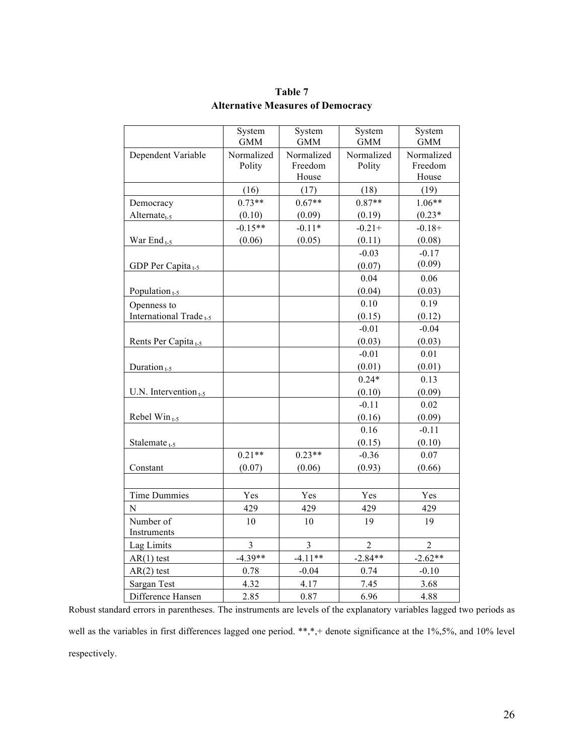**Table 7**
**Alternative Measures of Democracy**

| | System GMM | System GMM | System GMM | System GMM |
|---|---|---|---|---|
| Dependent Variable | Normalized Polity | Normalized Freedom House | Normalized Polity | Normalized Freedom House |
| | (16) | (17) | (18) | (19) |
| Democracy Alternate$_{t-5}$ | 0.73** (0.10) | 0.67** (0.09) | 0.87** (0.19) | 1.06** (0.23* |
| War End $_{t-5}$ | -0.15** (0.06) | -0.11* (0.05) | -0.21+ (0.11) | -0.18+ (0.08) |
| GDP Per Capita $_{t-5}$ | | | -0.03 (0.07) | -0.17 (0.09) |
| Population $_{t-5}$ | | | 0.04 (0.04) | 0.06 (0.03) |
| Openness to International Trade $_{t-5}$ | | | 0.10 (0.15) | 0.19 (0.12) |
| Rents Per Capita $_{t-5}$ | | | -0.01 (0.03) | -0.04 (0.03) |
| Duration $_{t-5}$ | | | -0.01 (0.01) | 0.01 (0.01) |
| U.N. Intervention $_{t-5}$ | | | 0.24* (0.10) | 0.13 (0.09) |
| Rebel Win $_{t-5}$ | | | -0.11 (0.16) | 0.02 (0.09) |
| Stalemate $_{t-5}$ | | | 0.16 (0.15) | -0.11 (0.10) |
| Constant | 0.21** (0.07) | 0.23** (0.06) | -0.36 (0.93) | 0.07 (0.66) |
| | | | | |
| Time Dummies | Yes | Yes | Yes | Yes |
| N | 429 | 429 | 429 | 429 |
| Number of Instruments | 10 | 10 | 19 | 19 |
| Lag Limits | 3 | 3 | 2 | 2 |
| AR(1) test | -4.39** | -4.11** | -2.84** | -2.62** |
| AR(2) test | 0.78 | -0.04 | 0.74 | -0.10 |
| Sargan Test | 4.32 | 4.17 | 7.45 | 3.68 |
| Difference Hansen | 2.85 | 0.87 | 6.96 | 4.88 |

Robust standard errors in parentheses. The instruments are levels of the explanatory variables lagged two periods as well as the variables in first differences lagged one period. **,*,+ denote significance at the 1%,5%, and 10% level respectively.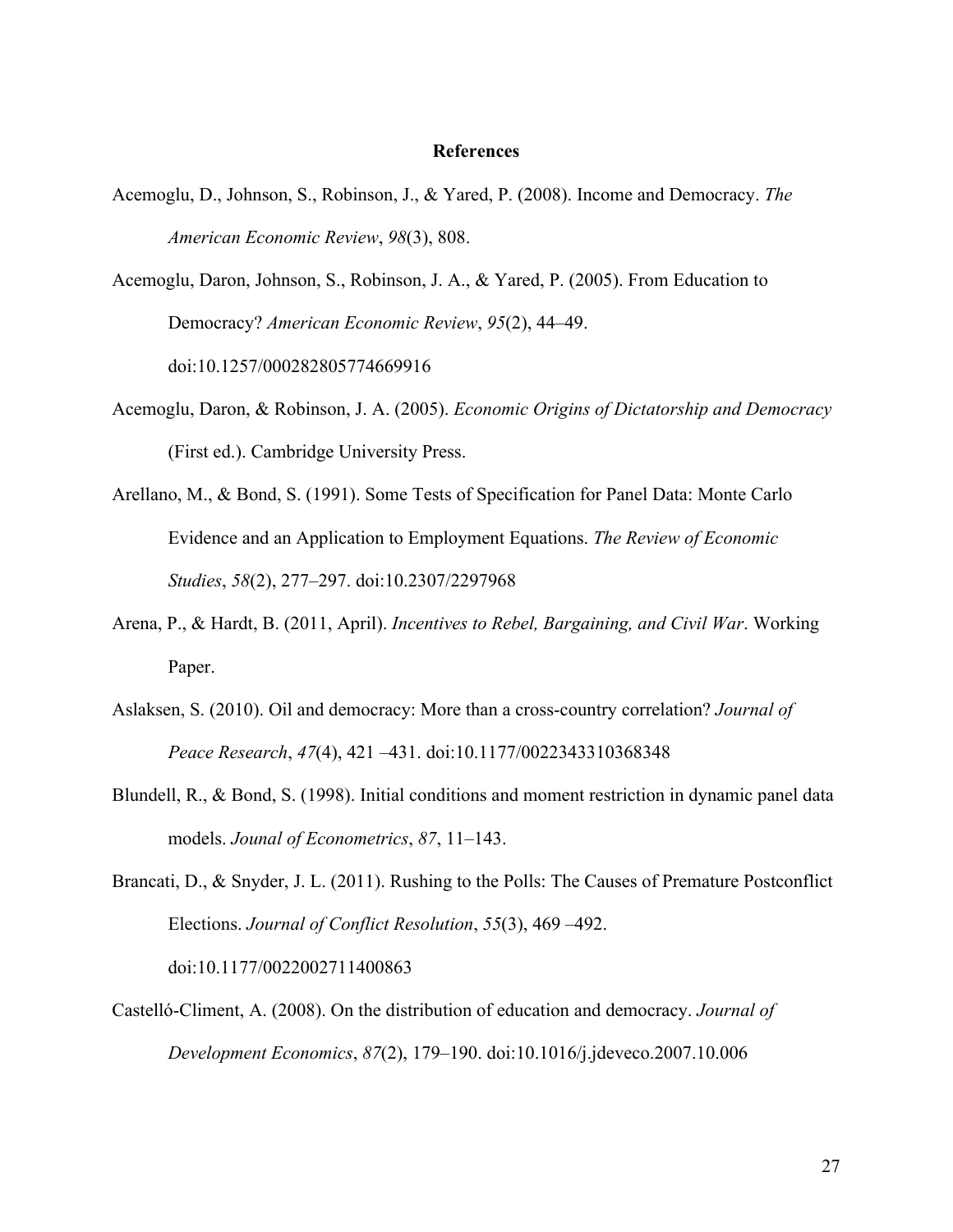## References

Acemoglu, D., Johnson, S., Robinson, J., & Yared, P. (2008). Income and Democracy. *The American Economic Review*, *98*(3), 808.

Acemoglu, Daron, Johnson, S., Robinson, J. A., & Yared, P. (2005). From Education to Democracy? *American Economic Review*, *95*(2), 44–49. doi:10.1257/000282805774669916

Acemoglu, Daron, & Robinson, J. A. (2005). *Economic Origins of Dictatorship and Democracy* (First ed.). Cambridge University Press.

Arellano, M., & Bond, S. (1991). Some Tests of Specification for Panel Data: Monte Carlo Evidence and an Application to Employment Equations. *The Review of Economic Studies*, *58*(2), 277–297. doi:10.2307/2297968

Arena, P., & Hardt, B. (2011, April). *Incentives to Rebel, Bargaining, and Civil War*. Working Paper.

Aslaksen, S. (2010). Oil and democracy: More than a cross-country correlation? *Journal of Peace Research*, *47*(4), 421 –431. doi:10.1177/0022343310368348

Blundell, R., & Bond, S. (1998). Initial conditions and moment restriction in dynamic panel data models. *Jounal of Econometrics*, *87*, 11–143.

Brancati, D., & Snyder, J. L. (2011). Rushing to the Polls: The Causes of Premature Postconflict Elections. *Journal of Conflict Resolution*, *55*(3), 469 –492. doi:10.1177/0022002711400863

Castelló-Climent, A. (2008). On the distribution of education and democracy. *Journal of Development Economics*, *87*(2), 179–190. doi:10.1016/j.jdeveco.2007.10.006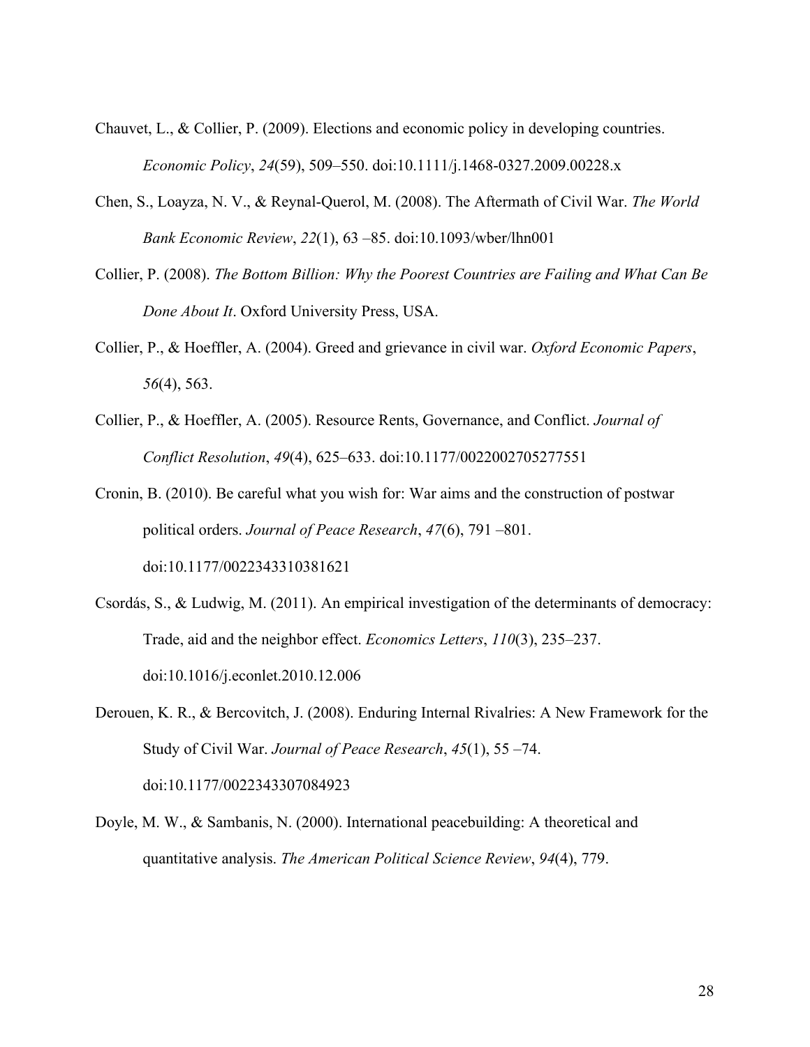Chauvet, L., & Collier, P. (2009). Elections and economic policy in developing countries. *Economic Policy*, *24*(59), 509–550. doi:10.1111/j.1468-0327.2009.00228.x

Chen, S., Loayza, N. V., & Reynal-Querol, M. (2008). The Aftermath of Civil War. *The World Bank Economic Review*, *22*(1), 63 –85. doi:10.1093/wber/lhn001

Collier, P. (2008). *The Bottom Billion: Why the Poorest Countries are Failing and What Can Be Done About It*. Oxford University Press, USA.

Collier, P., & Hoeffler, A. (2004). Greed and grievance in civil war. *Oxford Economic Papers*, *56*(4), 563.

Collier, P., & Hoeffler, A. (2005). Resource Rents, Governance, and Conflict. *Journal of Conflict Resolution*, *49*(4), 625–633. doi:10.1177/0022002705277551

Cronin, B. (2010). Be careful what you wish for: War aims and the construction of postwar political orders. *Journal of Peace Research*, *47*(6), 791 –801. doi:10.1177/0022343310381621

Csordás, S., & Ludwig, M. (2011). An empirical investigation of the determinants of democracy: Trade, aid and the neighbor effect. *Economics Letters*, *110*(3), 235–237. doi:10.1016/j.econlet.2010.12.006

Derouen, K. R., & Bercovitch, J. (2008). Enduring Internal Rivalries: A New Framework for the Study of Civil War. *Journal of Peace Research*, *45*(1), 55 –74. doi:10.1177/0022343307084923

Doyle, M. W., & Sambanis, N. (2000). International peacebuilding: A theoretical and quantitative analysis. *The American Political Science Review*, *94*(4), 779.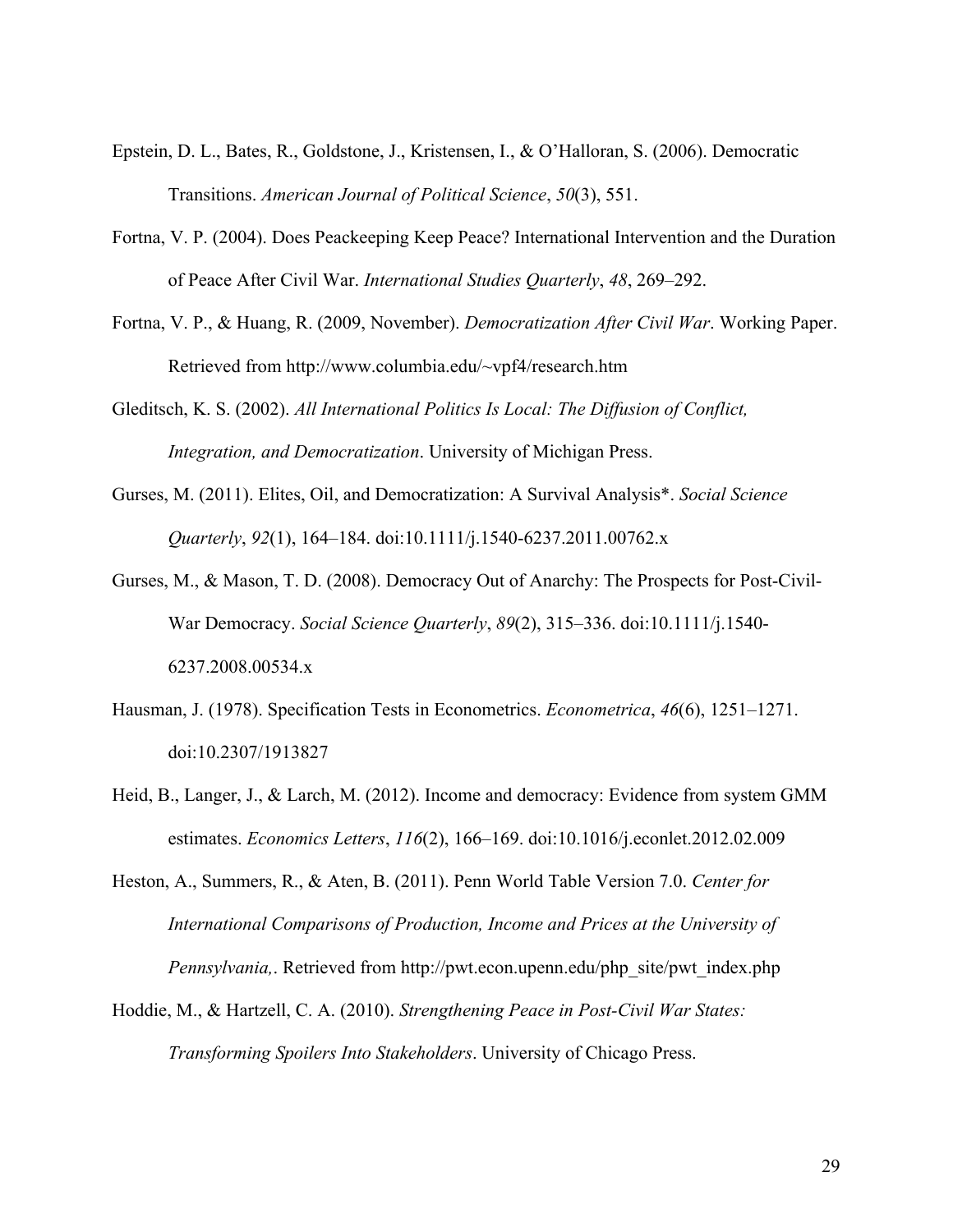Epstein, D. L., Bates, R., Goldstone, J., Kristensen, I., & O'Halloran, S. (2006). Democratic Transitions. *American Journal of Political Science*, *50*(3), 551.

Fortna, V. P. (2004). Does Peackeeping Keep Peace? International Intervention and the Duration of Peace After Civil War. *International Studies Quarterly*, *48*, 269–292.

Fortna, V. P., & Huang, R. (2009, November). *Democratization After Civil War*. Working Paper. Retrieved from http://www.columbia.edu/~vpf4/research.htm

Gleditsch, K. S. (2002). *All International Politics Is Local: The Diffusion of Conflict, Integration, and Democratization*. University of Michigan Press.

Gurses, M. (2011). Elites, Oil, and Democratization: A Survival Analysis*. *Social Science Quarterly*, *92*(1), 164–184. doi:10.1111/j.1540-6237.2011.00762.x

Gurses, M., & Mason, T. D. (2008). Democracy Out of Anarchy: The Prospects for Post-Civil-War Democracy. *Social Science Quarterly*, *89*(2), 315–336. doi:10.1111/j.1540-6237.2008.00534.x

Hausman, J. (1978). Specification Tests in Econometrics. *Econometrica*, *46*(6), 1251–1271. doi:10.2307/1913827

Heid, B., Langer, J., & Larch, M. (2012). Income and democracy: Evidence from system GMM estimates. *Economics Letters*, *116*(2), 166–169. doi:10.1016/j.econlet.2012.02.009

Heston, A., Summers, R., & Aten, B. (2011). Penn World Table Version 7.0. *Center for International Comparisons of Production, Income and Prices at the University of Pennsylvania,*. Retrieved from http://pwt.econ.upenn.edu/php_site/pwt_index.php

Hoddie, M., & Hartzell, C. A. (2010). *Strengthening Peace in Post-Civil War States: Transforming Spoilers Into Stakeholders*. University of Chicago Press.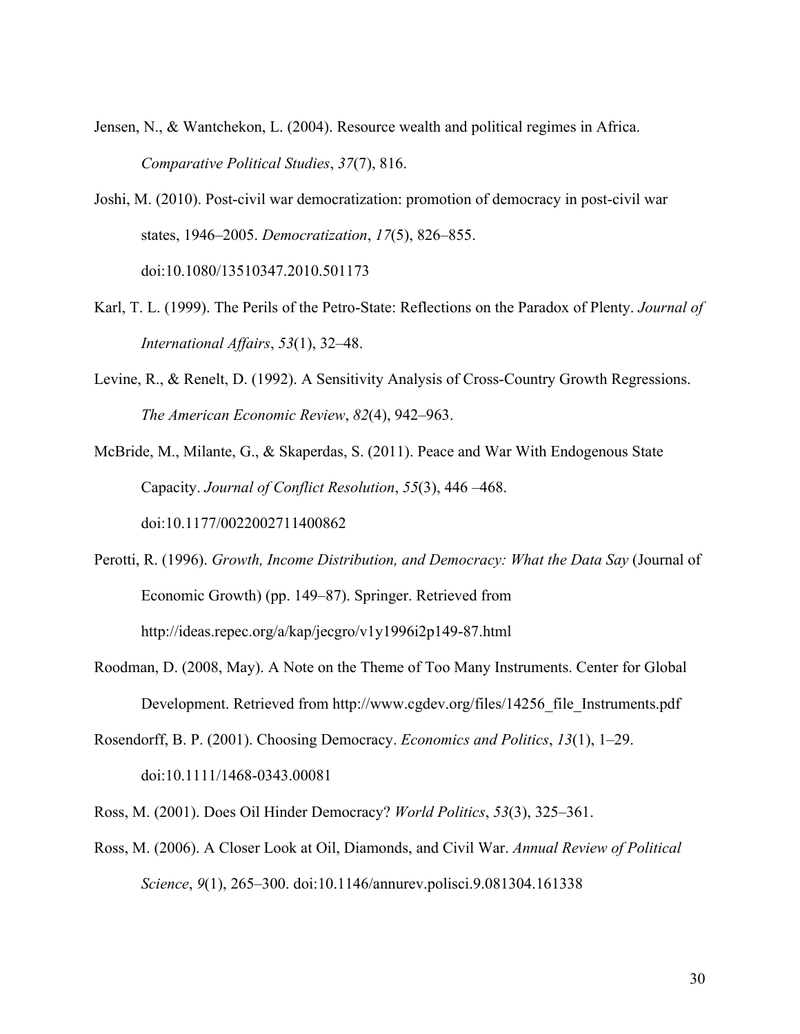Jensen, N., & Wantchekon, L. (2004). Resource wealth and political regimes in Africa. *Comparative Political Studies*, *37*(7), 816.

Joshi, M. (2010). Post-civil war democratization: promotion of democracy in post-civil war states, 1946–2005. *Democratization*, *17*(5), 826–855. doi:10.1080/13510347.2010.501173

Karl, T. L. (1999). The Perils of the Petro-State: Reflections on the Paradox of Plenty. *Journal of International Affairs*, *53*(1), 32–48.

Levine, R., & Renelt, D. (1992). A Sensitivity Analysis of Cross-Country Growth Regressions. *The American Economic Review*, *82*(4), 942–963.

McBride, M., Milante, G., & Skaperdas, S. (2011). Peace and War With Endogenous State Capacity. *Journal of Conflict Resolution*, *55*(3), 446 –468. doi:10.1177/0022002711400862

Perotti, R. (1996). *Growth, Income Distribution, and Democracy: What the Data Say* (Journal of Economic Growth) (pp. 149–87). Springer. Retrieved from http://ideas.repec.org/a/kap/jecgro/v1y1996i2p149-87.html

Roodman, D. (2008, May). A Note on the Theme of Too Many Instruments. Center for Global Development. Retrieved from http://www.cgdev.org/files/14256_file_Instruments.pdf

Rosendorff, B. P. (2001). Choosing Democracy. *Economics and Politics*, *13*(1), 1–29. doi:10.1111/1468-0343.00081

Ross, M. (2001). Does Oil Hinder Democracy? *World Politics*, *53*(3), 325–361.

Ross, M. (2006). A Closer Look at Oil, Diamonds, and Civil War. *Annual Review of Political Science*, *9*(1), 265–300. doi:10.1146/annurev.polisci.9.081304.161338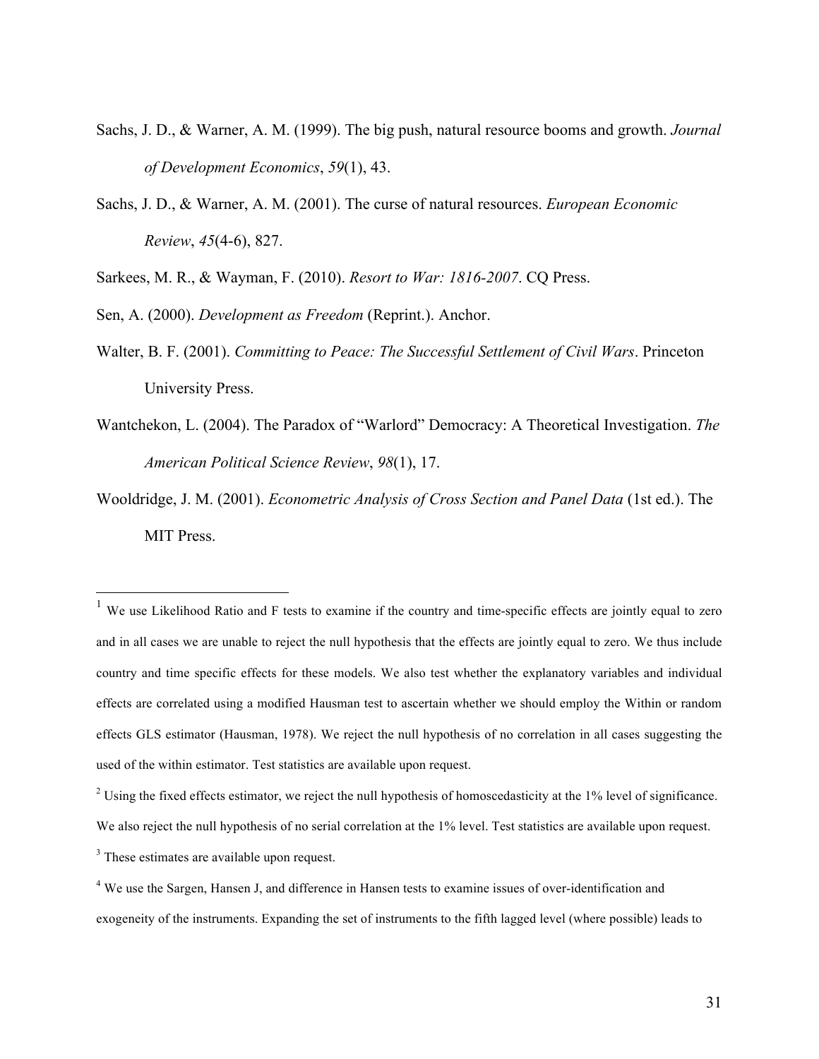Sachs, J. D., & Warner, A. M. (1999). The big push, natural resource booms and growth. *Journal of Development Economics*, *59*(1), 43.

Sachs, J. D., & Warner, A. M. (2001). The curse of natural resources. *European Economic Review*, *45*(4-6), 827.

Sarkees, M. R., & Wayman, F. (2010). *Resort to War: 1816-2007*. CQ Press.

Sen, A. (2000). *Development as Freedom* (Reprint.). Anchor.

Walter, B. F. (2001). *Committing to Peace: The Successful Settlement of Civil Wars*. Princeton University Press.

Wantchekon, L. (2004). The Paradox of "Warlord" Democracy: A Theoretical Investigation. *The American Political Science Review*, *98*(1), 17.

Wooldridge, J. M. (2001). *Econometric Analysis of Cross Section and Panel Data* (1st ed.). The MIT Press.

---

[1] We use Likelihood Ratio and F tests to examine if the country and time-specific effects are jointly equal to zero and in all cases we are unable to reject the null hypothesis that the effects are jointly equal to zero. We thus include country and time specific effects for these models. We also test whether the explanatory variables and individual effects are correlated using a modified Hausman test to ascertain whether we should employ the Within or random effects GLS estimator (Hausman, 1978). We reject the null hypothesis of no correlation in all cases suggesting the used of the within estimator. Test statistics are available upon request.

[2] Using the fixed effects estimator, we reject the null hypothesis of homoscedasticity at the 1% level of significance. We also reject the null hypothesis of no serial correlation at the 1% level. Test statistics are available upon request.

[3] These estimates are available upon request.

[4] We use the Sargen, Hansen J, and difference in Hansen tests to examine issues of over-identification and exogeneity of the instruments. Expanding the set of instruments to the fifth lagged level (where possible) leads to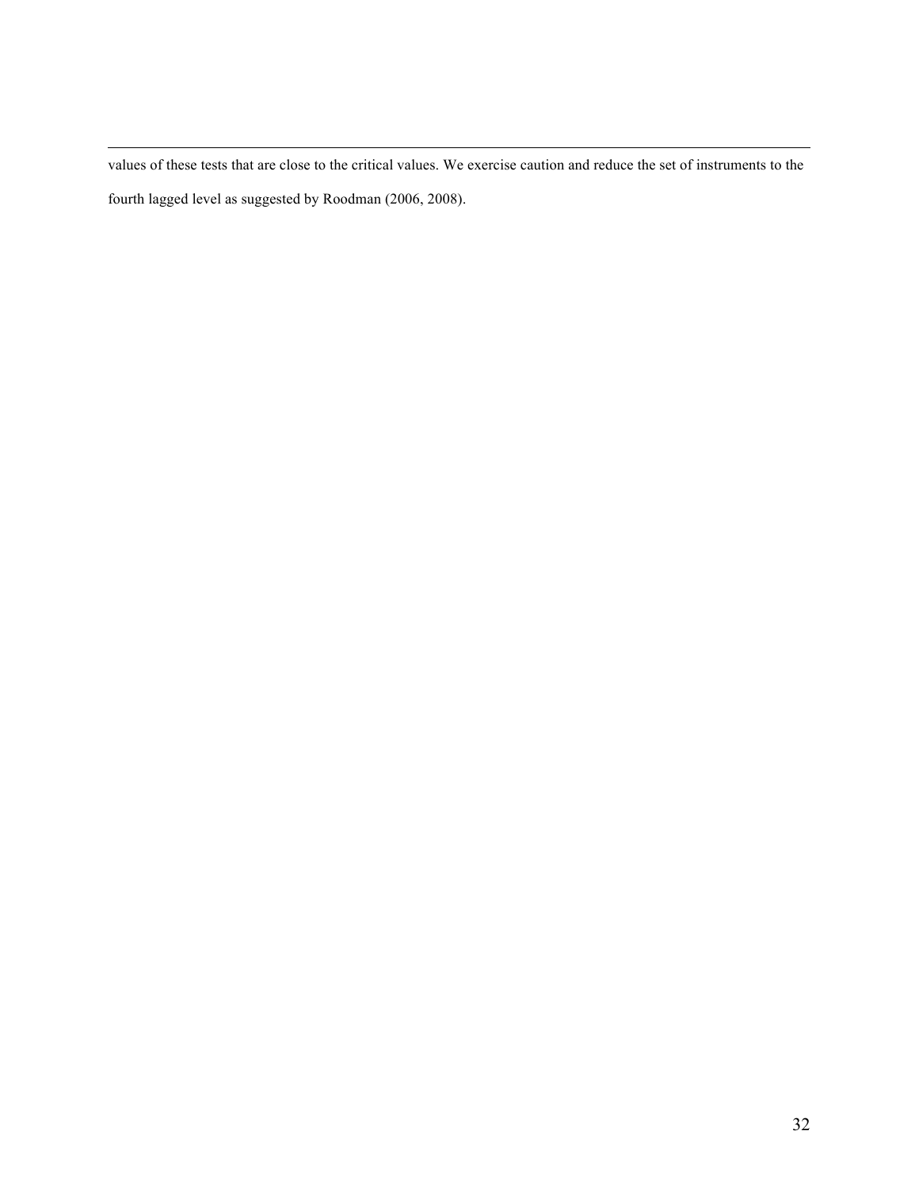values of these tests that are close to the critical values. We exercise caution and reduce the set of instruments to the fourth lagged level as suggested by Roodman (2006, 2008).